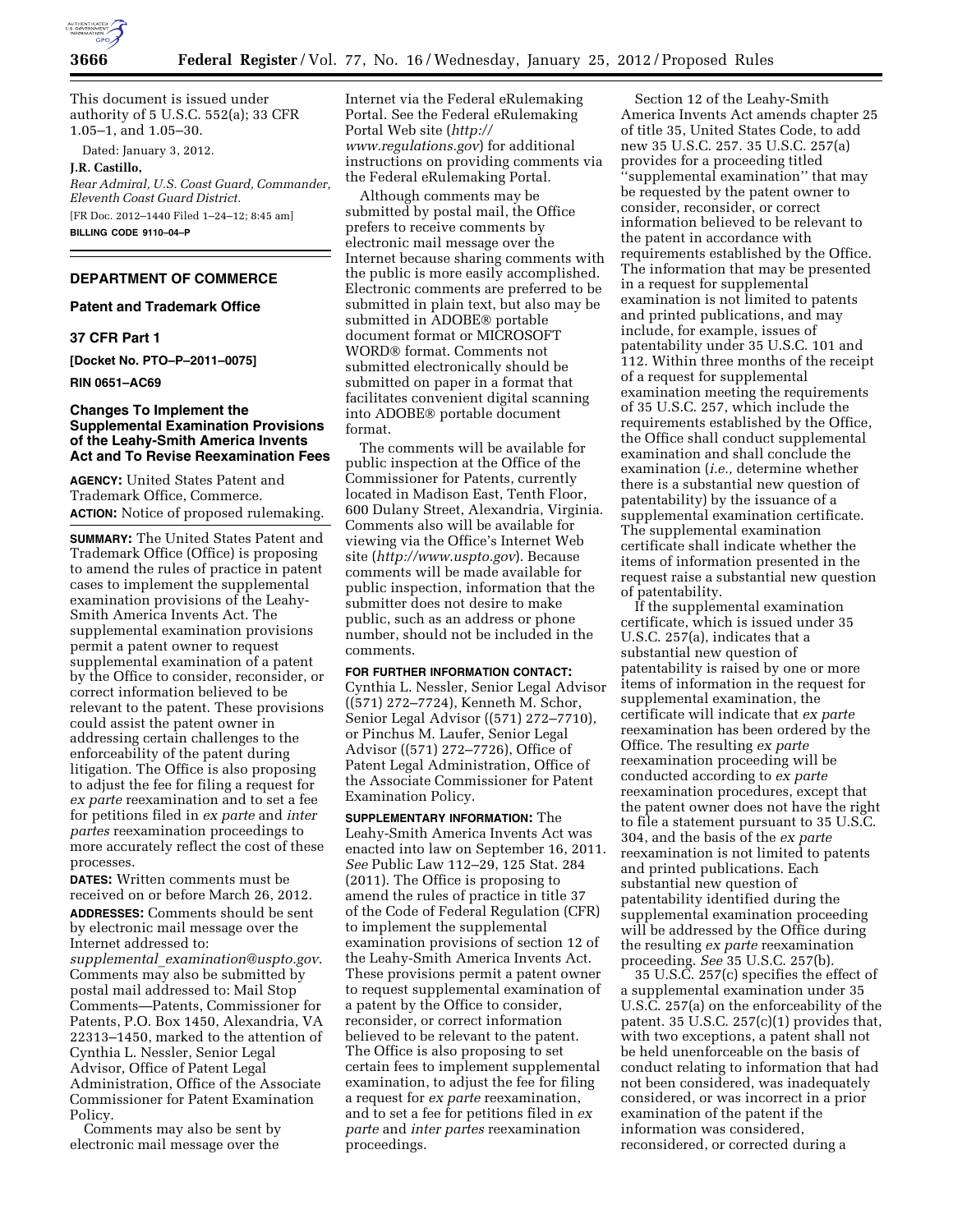This document is issued under authority of 5 U.S.C. 552(a); 33 CFR 1.05–1, and 1.05–30.

Dated: January 3, 2012.

**J.R. Castillo,**

*Rear Admiral, U.S. Coast Guard, Commander, Eleventh Coast Guard District.*

[FR Doc. 2012–1440 Filed 1–24–12; 8:45 am]

**BILLING CODE 9110–04–P**

## DEPARTMENT OF COMMERCE

### Patent and Trademark Office

### 37 CFR Part 1

**[Docket No. PTO–P–2011–0075]**

**RIN 0651–AC69**

### Changes To Implement the Supplemental Examination Provisions of the Leahy-Smith America Invents Act and To Revise Reexamination Fees

**AGENCY:** United States Patent and Trademark Office, Commerce.

**ACTION:** Notice of proposed rulemaking.

**SUMMARY:** The United States Patent and Trademark Office (Office) is proposing to amend the rules of practice in patent cases to implement the supplemental examination provisions of the Leahy-Smith America Invents Act. The supplemental examination provisions permit a patent owner to request supplemental examination of a patent by the Office to consider, reconsider, or correct information believed to be relevant to the patent. These provisions could assist the patent owner in addressing certain challenges to the enforceability of the patent during litigation. The Office is also proposing to adjust the fee for filing a request for *ex parte* reexamination and to set a fee for petitions filed in *ex parte* and *inter partes* reexamination proceedings to more accurately reflect the cost of these processes.

**DATES:** Written comments must be received on or before March 26, 2012.

**ADDRESSES:** Comments should be sent by electronic mail message over the Internet addressed to: *supplemental_examination@uspto.gov*. Comments may also be submitted by postal mail addressed to: Mail Stop Comments—Patents, Commissioner for Patents, P.O. Box 1450, Alexandria, VA 22313–1450, marked to the attention of Cynthia L. Nessler, Senior Legal Advisor, Office of Patent Legal Administration, Office of the Associate Commissioner for Patent Examination Policy.

Comments may also be sent by electronic mail message over the Internet via the Federal eRulemaking Portal. See the Federal eRulemaking Portal Web site (*http://www.regulations.gov*) for additional instructions on providing comments via the Federal eRulemaking Portal.

Although comments may be submitted by postal mail, the Office prefers to receive comments by electronic mail message over the Internet because sharing comments with the public is more easily accomplished. Electronic comments are preferred to be submitted in plain text, but also may be submitted in ADOBE® portable document format or MICROSOFT WORD® format. Comments not submitted electronically should be submitted on paper in a format that facilitates convenient digital scanning into ADOBE® portable document format.

The comments will be available for public inspection at the Office of the Commissioner for Patents, currently located in Madison East, Tenth Floor, 600 Dulany Street, Alexandria, Virginia. Comments also will be available for viewing via the Office's Internet Web site (*http://www.uspto.gov*). Because comments will be made available for public inspection, information that the submitter does not desire to make public, such as an address or phone number, should not be included in the comments.

**FOR FURTHER INFORMATION CONTACT:** Cynthia L. Nessler, Senior Legal Advisor ((571) 272–7724), Kenneth M. Schor, Senior Legal Advisor ((571) 272–7710), or Pinchus M. Laufer, Senior Legal Advisor ((571) 272–7726), Office of Patent Legal Administration, Office of the Associate Commissioner for Patent Examination Policy.

**SUPPLEMENTARY INFORMATION:** The Leahy-Smith America Invents Act was enacted into law on September 16, 2011. *See* Public Law 112–29, 125 Stat. 284 (2011). The Office is proposing to amend the rules of practice in title 37 of the Code of Federal Regulation (CFR) to implement the supplemental examination provisions of section 12 of the Leahy-Smith America Invents Act. These provisions permit a patent owner to request supplemental examination of a patent by the Office to consider, reconsider, or correct information believed to be relevant to the patent. The Office is also proposing to set certain fees to implement supplemental examination, to adjust the fee for filing a request for *ex parte* reexamination, and to set a fee for petitions filed in *ex parte* and *inter partes* reexamination proceedings.

Section 12 of the Leahy-Smith America Invents Act amends chapter 25 of title 35, United States Code, to add new 35 U.S.C. 257. 35 U.S.C. 257(a) provides for a proceeding titled ''supplemental examination'' that may be requested by the patent owner to consider, reconsider, or correct information believed to be relevant to the patent in accordance with requirements established by the Office. The information that may be presented in a request for supplemental examination is not limited to patents and printed publications, and may include, for example, issues of patentability under 35 U.S.C. 101 and 112. Within three months of the receipt of a request for supplemental examination meeting the requirements of 35 U.S.C. 257, which include the requirements established by the Office, the Office shall conduct supplemental examination and shall conclude the examination (*i.e.,* determine whether there is a substantial new question of patentability) by the issuance of a supplemental examination certificate. The supplemental examination certificate shall indicate whether the items of information presented in the request raise a substantial new question of patentability.

If the supplemental examination certificate, which is issued under 35 U.S.C. 257(a), indicates that a substantial new question of patentability is raised by one or more items of information in the request for supplemental examination, the certificate will indicate that *ex parte* reexamination has been ordered by the Office. The resulting *ex parte* reexamination proceeding will be conducted according to *ex parte* reexamination procedures, except that the patent owner does not have the right to file a statement pursuant to 35 U.S.C. 304, and the basis of the *ex parte* reexamination is not limited to patents and printed publications. Each substantial new question of patentability identified during the supplemental examination proceeding will be addressed by the Office during the resulting *ex parte* reexamination proceeding. *See* 35 U.S.C. 257(b).

35 U.S.C. 257(c) specifies the effect of a supplemental examination under 35 U.S.C. 257(a) on the enforceability of the patent. 35 U.S.C. 257(c)(1) provides that, with two exceptions, a patent shall not be held unenforceable on the basis of conduct relating to information that had not been considered, was inadequately considered, or was incorrect in a prior examination of the patent if the information was considered, reconsidered, or corrected during a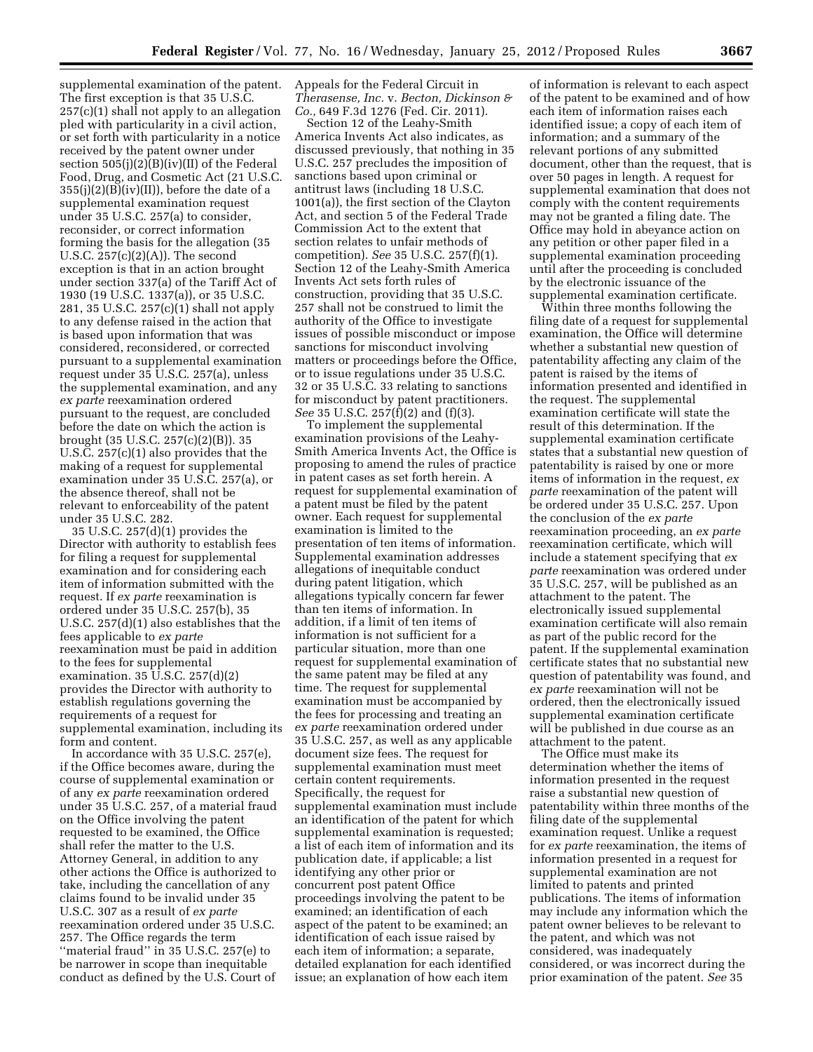supplemental examination of the patent. The first exception is that 35 U.S.C. 257(c)(1) shall not apply to an allegation pled with particularity in a civil action, or set forth with particularity in a notice received by the patent owner under section 505(j)(2)(B)(iv)(II) of the Federal Food, Drug, and Cosmetic Act (21 U.S.C. 355(j)(2)(B)(iv)(II)), before the date of a supplemental examination request under 35 U.S.C. 257(a) to consider, reconsider, or correct information forming the basis for the allegation (35 U.S.C. 257(c)(2)(A)). The second exception is that in an action brought under section 337(a) of the Tariff Act of 1930 (19 U.S.C. 1337(a)), or 35 U.S.C. 281, 35 U.S.C. 257(c)(1) shall not apply to any defense raised in the action that is based upon information that was considered, reconsidered, or corrected pursuant to a supplemental examination request under 35 U.S.C. 257(a), unless the supplemental examination, and any *ex parte* reexamination ordered pursuant to the request, are concluded before the date on which the action is brought (35 U.S.C. 257(c)(2)(B)). 35 U.S.C. 257(c)(1) also provides that the making of a request for supplemental examination under 35 U.S.C. 257(a), or the absence thereof, shall not be relevant to enforceability of the patent under 35 U.S.C. 282.

35 U.S.C. 257(d)(1) provides the Director with authority to establish fees for filing a request for supplemental examination and for considering each item of information submitted with the request. If *ex parte* reexamination is ordered under 35 U.S.C. 257(b), 35 U.S.C. 257(d)(1) also establishes that the fees applicable to *ex parte* reexamination must be paid in addition to the fees for supplemental examination. 35 U.S.C. 257(d)(2) provides the Director with authority to establish regulations governing the requirements of a request for supplemental examination, including its form and content.

In accordance with 35 U.S.C. 257(e), if the Office becomes aware, during the course of supplemental examination or of any *ex parte* reexamination ordered under 35 U.S.C. 257, of a material fraud on the Office involving the patent requested to be examined, the Office shall refer the matter to the U.S. Attorney General, in addition to any other actions the Office is authorized to take, including the cancellation of any claims found to be invalid under 35 U.S.C. 307 as a result of *ex parte* reexamination ordered under 35 U.S.C. 257. The Office regards the term ''material fraud'' in 35 U.S.C. 257(e) to be narrower in scope than inequitable conduct as defined by the U.S. Court of Appeals for the Federal Circuit in *Therasense, Inc.* v. *Becton, Dickinson & Co.,* 649 F.3d 1276 (Fed. Cir. 2011).

Section 12 of the Leahy-Smith America Invents Act also indicates, as discussed previously, that nothing in 35 U.S.C. 257 precludes the imposition of sanctions based upon criminal or antitrust laws (including 18 U.S.C. 1001(a)), the first section of the Clayton Act, and section 5 of the Federal Trade Commission Act to the extent that section relates to unfair methods of competition). *See* 35 U.S.C. 257(f)(1). Section 12 of the Leahy-Smith America Invents Act sets forth rules of construction, providing that 35 U.S.C. 257 shall not be construed to limit the authority of the Office to investigate issues of possible misconduct or impose sanctions for misconduct involving matters or proceedings before the Office, or to issue regulations under 35 U.S.C. 32 or 35 U.S.C. 33 relating to sanctions for misconduct by patent practitioners. *See* 35 U.S.C. 257(f)(2) and (f)(3).

To implement the supplemental examination provisions of the Leahy-Smith America Invents Act, the Office is proposing to amend the rules of practice in patent cases as set forth herein. A request for supplemental examination of a patent must be filed by the patent owner. Each request for supplemental examination is limited to the presentation of ten items of information. Supplemental examination addresses allegations of inequitable conduct during patent litigation, which allegations typically concern far fewer than ten items of information. In addition, if a limit of ten items of information is not sufficient for a particular situation, more than one request for supplemental examination of the same patent may be filed at any time. The request for supplemental examination must be accompanied by the fees for processing and treating an *ex parte* reexamination ordered under 35 U.S.C. 257, as well as any applicable document size fees. The request for supplemental examination must meet certain content requirements. Specifically, the request for supplemental examination must include an identification of the patent for which supplemental examination is requested; a list of each item of information and its publication date, if applicable; a list identifying any other prior or concurrent post patent Office proceedings involving the patent to be examined; an identification of each aspect of the patent to be examined; an identification of each issue raised by each item of information; a separate, detailed explanation for each identified issue; an explanation of how each item of information is relevant to each aspect of the patent to be examined and of how each item of information raises each identified issue; a copy of each item of information; and a summary of the relevant portions of any submitted document, other than the request, that is over 50 pages in length. A request for supplemental examination that does not comply with the content requirements may not be granted a filing date. The Office may hold in abeyance action on any petition or other paper filed in a supplemental examination proceeding until after the proceeding is concluded by the electronic issuance of the supplemental examination certificate.

Within three months following the filing date of a request for supplemental examination, the Office will determine whether a substantial new question of patentability affecting any claim of the patent is raised by the items of information presented and identified in the request. The supplemental examination certificate will state the result of this determination. If the supplemental examination certificate states that a substantial new question of patentability is raised by one or more items of information in the request, *ex parte* reexamination of the patent will be ordered under 35 U.S.C. 257. Upon the conclusion of the *ex parte* reexamination proceeding, an *ex parte* reexamination certificate, which will include a statement specifying that *ex parte* reexamination was ordered under 35 U.S.C. 257, will be published as an attachment to the patent. The electronically issued supplemental examination certificate will also remain as part of the public record for the patent. If the supplemental examination certificate states that no substantial new question of patentability was found, and *ex parte* reexamination will not be ordered, then the electronically issued supplemental examination certificate will be published in due course as an attachment to the patent.

The Office must make its determination whether the items of information presented in the request raise a substantial new question of patentability within three months of the filing date of the supplemental examination request. Unlike a request for *ex parte* reexamination, the items of information presented in a request for supplemental examination are not limited to patents and printed publications. The items of information may include any information which the patent owner believes to be relevant to the patent, and which was not considered, was inadequately considered, or was incorrect during the prior examination of the patent. *See* 35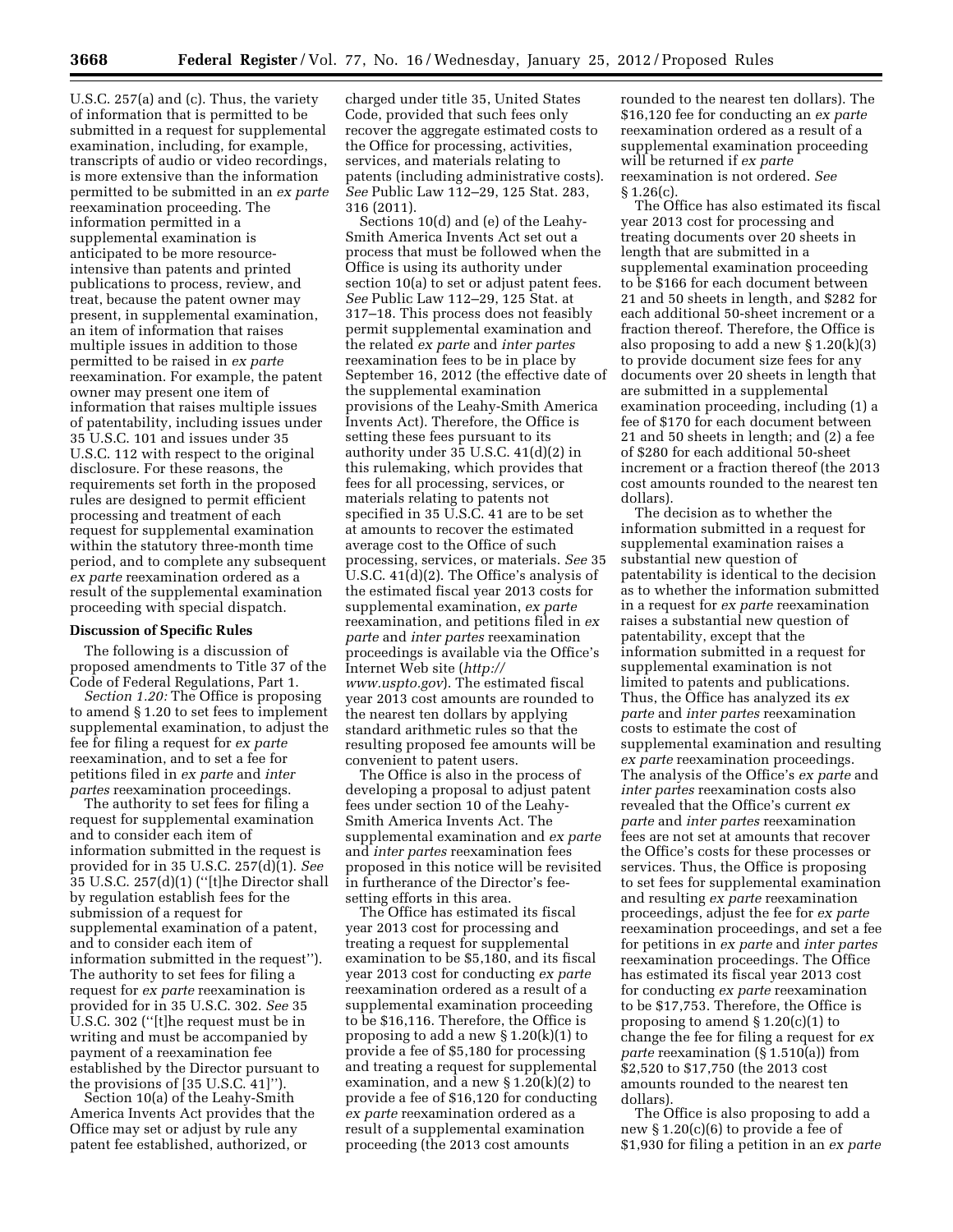U.S.C. 257(a) and (c). Thus, the variety of information that is permitted to be submitted in a request for supplemental examination, including, for example, transcripts of audio or video recordings, is more extensive than the information permitted to be submitted in an *ex parte* reexamination proceeding. The information permitted in a supplemental examination is anticipated to be more resource-intensive than patents and printed publications to process, review, and treat, because the patent owner may present, in supplemental examination, an item of information that raises multiple issues in addition to those permitted to be raised in *ex parte* reexamination. For example, the patent owner may present one item of information that raises multiple issues of patentability, including issues under 35 U.S.C. 101 and issues under 35 U.S.C. 112 with respect to the original disclosure. For these reasons, the requirements set forth in the proposed rules are designed to permit efficient processing and treatment of each request for supplemental examination within the statutory three-month time period, and to complete any subsequent *ex parte* reexamination ordered as a result of the supplemental examination proceeding with special dispatch.

## Discussion of Specific Rules

The following is a discussion of proposed amendments to Title 37 of the Code of Federal Regulations, Part 1.

*Section 1.20:* The Office is proposing to amend § 1.20 to set fees to implement supplemental examination, to adjust the fee for filing a request for *ex parte* reexamination, and to set a fee for petitions filed in *ex parte* and *inter partes* reexamination proceedings.

The authority to set fees for filing a request for supplemental examination and to consider each item of information submitted in the request is provided for in 35 U.S.C. 257(d)(1). *See* 35 U.S.C. 257(d)(1) (''[t]he Director shall by regulation establish fees for the submission of a request for supplemental examination of a patent, and to consider each item of information submitted in the request''). The authority to set fees for filing a request for *ex parte* reexamination is provided for in 35 U.S.C. 302. *See* 35 U.S.C. 302 (''[t]he request must be in writing and must be accompanied by payment of a reexamination fee established by the Director pursuant to the provisions of [35 U.S.C. 41]'').

Section 10(a) of the Leahy-Smith America Invents Act provides that the Office may set or adjust by rule any patent fee established, authorized, or charged under title 35, United States Code, provided that such fees only recover the aggregate estimated costs to the Office for processing, activities, services, and materials relating to patents (including administrative costs). *See* Public Law 112–29, 125 Stat. 283, 316 (2011).

Sections 10(d) and (e) of the Leahy-Smith America Invents Act set out a process that must be followed when the Office is using its authority under section 10(a) to set or adjust patent fees. *See* Public Law 112–29, 125 Stat. at 317–18. This process does not feasibly permit supplemental examination and the related *ex parte* and *inter partes* reexamination fees to be in place by September 16, 2012 (the effective date of the supplemental examination provisions of the Leahy-Smith America Invents Act). Therefore, the Office is setting these fees pursuant to its authority under 35 U.S.C. 41(d)(2) in this rulemaking, which provides that fees for all processing, services, or materials relating to patents not specified in 35 U.S.C. 41 are to be set at amounts to recover the estimated average cost to the Office of such processing, services, or materials. *See* 35 U.S.C. 41(d)(2). The Office's analysis of the estimated fiscal year 2013 costs for supplemental examination, *ex parte* reexamination, and petitions filed in *ex parte* and *inter partes* reexamination proceedings is available via the Office's Internet Web site (*http://www.uspto.gov*). The estimated fiscal year 2013 cost amounts are rounded to the nearest ten dollars by applying standard arithmetic rules so that the resulting proposed fee amounts will be convenient to patent users.

The Office is also in the process of developing a proposal to adjust patent fees under section 10 of the Leahy-Smith America Invents Act. The supplemental examination and *ex parte* and *inter partes* reexamination fees proposed in this notice will be revisited in furtherance of the Director's fee-setting efforts in this area.

The Office has estimated its fiscal year 2013 cost for processing and treating a request for supplemental examination to be $5,180, and its fiscal year 2013 cost for conducting *ex parte* reexamination ordered as a result of a supplemental examination proceeding to be $16,116. Therefore, the Office is proposing to add a new § 1.20(k)(1) to provide a fee of $5,180 for processing and treating a request for supplemental examination, and a new § 1.20(k)(2) to provide a fee of $16,120 for conducting *ex parte* reexamination ordered as a result of a supplemental examination proceeding (the 2013 cost amounts rounded to the nearest ten dollars). The $16,120 fee for conducting an *ex parte* reexamination ordered as a result of a supplemental examination proceeding will be returned if *ex parte* reexamination is not ordered. *See* § 1.26(c).

The Office has also estimated its fiscal year 2013 cost for processing and treating documents over 20 sheets in length that are submitted in a supplemental examination proceeding to be $166 for each document between 21 and 50 sheets in length, and $282 for each additional 50-sheet increment or a fraction thereof. Therefore, the Office is also proposing to add a new § 1.20(k)(3) to provide document size fees for any documents over 20 sheets in length that are submitted in a supplemental examination proceeding, including (1) a fee of $170 for each document between 21 and 50 sheets in length; and (2) a fee of $280 for each additional 50-sheet increment or a fraction thereof (the 2013 cost amounts rounded to the nearest ten dollars).

The decision as to whether the information submitted in a request for supplemental examination raises a substantial new question of patentability is identical to the decision as to whether the information submitted in a request for *ex parte* reexamination raises a substantial new question of patentability, except that the information submitted in a request for supplemental examination is not limited to patents and publications. Thus, the Office has analyzed its *ex parte* and *inter partes* reexamination costs to estimate the cost of supplemental examination and resulting *ex parte* reexamination proceedings. The analysis of the Office's *ex parte* and *inter partes* reexamination costs also revealed that the Office's current *ex parte* and *inter partes* reexamination fees are not set at amounts that recover the Office's costs for these processes or services. Thus, the Office is proposing to set fees for supplemental examination and resulting *ex parte* reexamination proceedings, adjust the fee for *ex parte* reexamination proceedings, and set a fee for petitions in *ex parte* and *inter partes* reexamination proceedings. The Office has estimated its fiscal year 2013 cost for conducting *ex parte* reexamination to be $17,753. Therefore, the Office is proposing to amend § 1.20(c)(1) to change the fee for filing a request for *ex parte* reexamination (§ 1.510(a)) from $2,520 to $17,750 (the 2013 cost amounts rounded to the nearest ten dollars).

The Office is also proposing to add a new § 1.20(c)(6) to provide a fee of $1,930 for filing a petition in an *ex parte*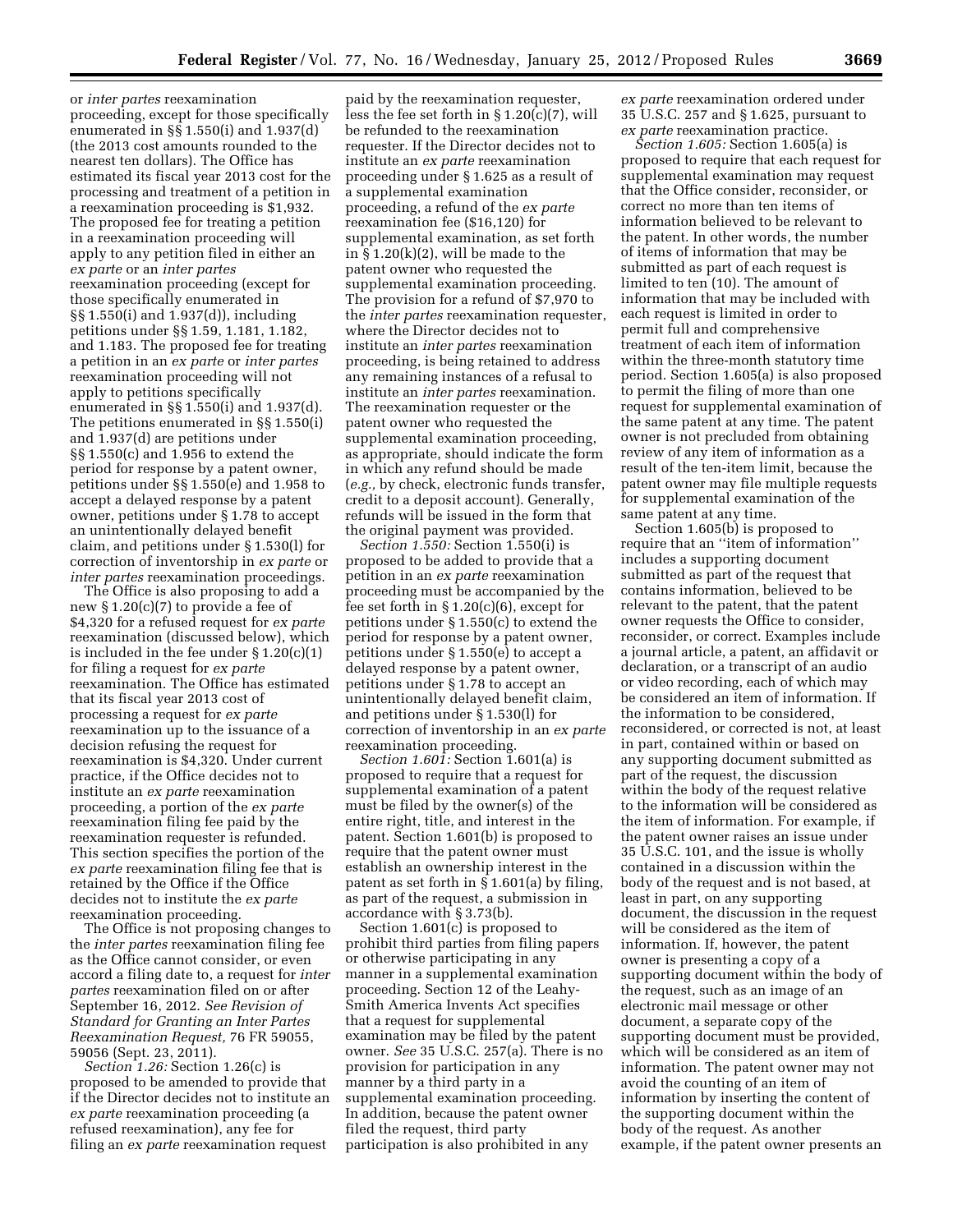or *inter partes* reexamination proceeding, except for those specifically enumerated in §§ 1.550(i) and 1.937(d) (the 2013 cost amounts rounded to the nearest ten dollars). The Office has estimated its fiscal year 2013 cost for the processing and treatment of a petition in a reexamination proceeding is $1,932. The proposed fee for treating a petition in a reexamination proceeding will apply to any petition filed in either an *ex parte* or an *inter partes* reexamination proceeding (except for those specifically enumerated in §§ 1.550(i) and 1.937(d)), including petitions under §§ 1.59, 1.181, 1.182, and 1.183. The proposed fee for treating a petition in an *ex parte* or *inter partes* reexamination proceeding will not apply to petitions specifically enumerated in §§ 1.550(i) and 1.937(d). The petitions enumerated in §§ 1.550(i) and 1.937(d) are petitions under §§ 1.550(c) and 1.956 to extend the period for response by a patent owner, petitions under §§ 1.550(e) and 1.958 to accept a delayed response by a patent owner, petitions under § 1.78 to accept an unintentionally delayed benefit claim, and petitions under § 1.530(l) for correction of inventorship in *ex parte* or *inter partes* reexamination proceedings.

The Office is also proposing to add a new § 1.20(c)(7) to provide a fee of $4,320 for a refused request for *ex parte* reexamination (discussed below), which is included in the fee under § 1.20(c)(1) for filing a request for *ex parte* reexamination. The Office has estimated that its fiscal year 2013 cost of processing a request for *ex parte* reexamination up to the issuance of a decision refusing the request for reexamination is $4,320. Under current practice, if the Office decides not to institute an *ex parte* reexamination proceeding, a portion of the *ex parte* reexamination filing fee paid by the reexamination requester is refunded. This section specifies the portion of the *ex parte* reexamination filing fee that is retained by the Office if the Office decides not to institute the *ex parte* reexamination proceeding.

The Office is not proposing changes to the *inter partes* reexamination filing fee as the Office cannot consider, or even accord a filing date to, a request for *inter partes* reexamination filed on or after September 16, 2012. *See Revision of Standard for Granting an Inter Partes Reexamination Request,* 76 FR 59055, 59056 (Sept. 23, 2011).

*Section 1.26:* Section 1.26(c) is proposed to be amended to provide that if the Director decides not to institute an *ex parte* reexamination proceeding (a refused reexamination), any fee for filing an *ex parte* reexamination request paid by the reexamination requester, less the fee set forth in § 1.20(c)(7), will be refunded to the reexamination requester. If the Director decides not to institute an *ex parte* reexamination proceeding under § 1.625 as a result of a supplemental examination proceeding, a refund of the *ex parte* reexamination fee ($16,120) for supplemental examination, as set forth in § 1.20(k)(2), will be made to the patent owner who requested the supplemental examination proceeding. The provision for a refund of $7,970 to the *inter partes* reexamination requester, where the Director decides not to institute an *inter partes* reexamination proceeding, is being retained to address any remaining instances of a refusal to institute an *inter partes* reexamination. The reexamination requester or the patent owner who requested the supplemental examination proceeding, as appropriate, should indicate the form in which any refund should be made (*e.g.,* by check, electronic funds transfer, credit to a deposit account). Generally, refunds will be issued in the form that the original payment was provided.

*Section 1.550:* Section 1.550(i) is proposed to be added to provide that a petition in an *ex parte* reexamination proceeding must be accompanied by the fee set forth in § 1.20(c)(6), except for petitions under § 1.550(c) to extend the period for response by a patent owner, petitions under § 1.550(e) to accept a delayed response by a patent owner, petitions under § 1.78 to accept an unintentionally delayed benefit claim, and petitions under § 1.530(l) for correction of inventorship in an *ex parte* reexamination proceeding.

*Section 1.601:* Section 1.601(a) is proposed to require that a request for supplemental examination of a patent must be filed by the owner(s) of the entire right, title, and interest in the patent. Section 1.601(b) is proposed to require that the patent owner must establish an ownership interest in the patent as set forth in § 1.601(a) by filing, as part of the request, a submission in accordance with § 3.73(b).

Section 1.601(c) is proposed to prohibit third parties from filing papers or otherwise participating in any manner in a supplemental examination proceeding. Section 12 of the Leahy-Smith America Invents Act specifies that a request for supplemental examination may be filed by the patent owner. *See* 35 U.S.C. 257(a). There is no provision for participation in any manner by a third party in a supplemental examination proceeding. In addition, because the patent owner filed the request, third party participation is also prohibited in any *ex parte* reexamination ordered under 35 U.S.C. 257 and § 1.625, pursuant to *ex parte* reexamination practice.

*Section 1.605:* Section 1.605(a) is proposed to require that each request for supplemental examination may request that the Office consider, reconsider, or correct no more than ten items of information believed to be relevant to the patent. In other words, the number of items of information that may be submitted as part of each request is limited to ten (10). The amount of information that may be included with each request is limited in order to permit full and comprehensive treatment of each item of information within the three-month statutory time period. Section 1.605(a) is also proposed to permit the filing of more than one request for supplemental examination of the same patent at any time. The patent owner is not precluded from obtaining review of any item of information as a result of the ten-item limit, because the patent owner may file multiple requests for supplemental examination of the same patent at any time.

Section 1.605(b) is proposed to require that an ''item of information'' includes a supporting document submitted as part of the request that contains information, believed to be relevant to the patent, that the patent owner requests the Office to consider, reconsider, or correct. Examples include a journal article, a patent, an affidavit or declaration, or a transcript of an audio or video recording, each of which may be considered an item of information. If the information to be considered, reconsidered, or corrected is not, at least in part, contained within or based on any supporting document submitted as part of the request, the discussion within the body of the request relative to the information will be considered as the item of information. For example, if the patent owner raises an issue under 35 U.S.C. 101, and the issue is wholly contained in a discussion within the body of the request and is not based, at least in part, on any supporting document, the discussion in the request will be considered as the item of information. If, however, the patent owner is presenting a copy of a supporting document within the body of the request, such as an image of an electronic mail message or other document, a separate copy of the supporting document must be provided, which will be considered as an item of information. The patent owner may not avoid the counting of an item of information by inserting the content of the supporting document within the body of the request. As another example, if the patent owner presents an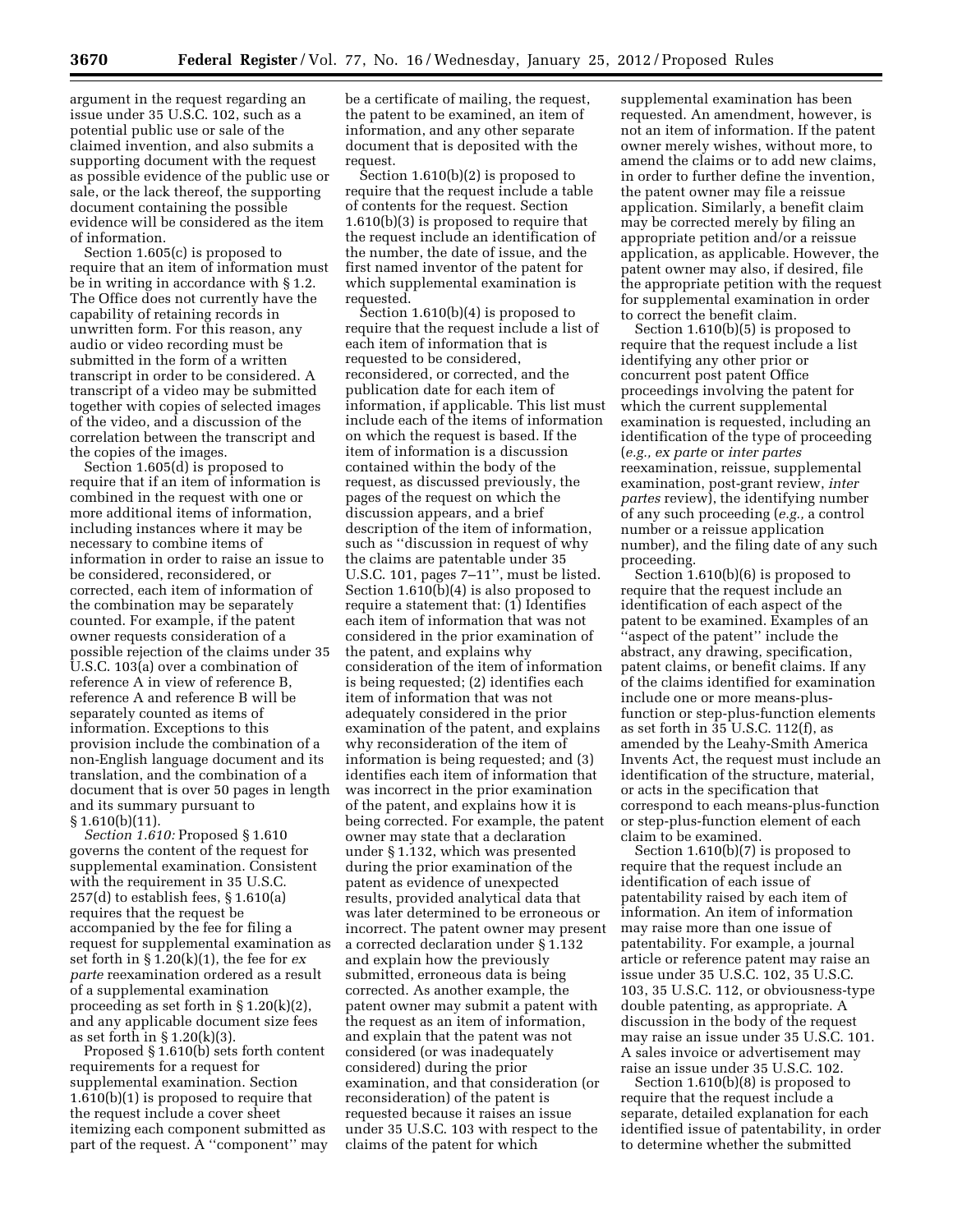argument in the request regarding an issue under 35 U.S.C. 102, such as a potential public use or sale of the claimed invention, and also submits a supporting document with the request as possible evidence of the public use or sale, or the lack thereof, the supporting document containing the possible evidence will be considered as the item of information.

Section 1.605(c) is proposed to require that an item of information must be in writing in accordance with § 1.2. The Office does not currently have the capability of retaining records in unwritten form. For this reason, any audio or video recording must be submitted in the form of a written transcript in order to be considered. A transcript of a video may be submitted together with copies of selected images of the video, and a discussion of the correlation between the transcript and the copies of the images.

Section 1.605(d) is proposed to require that if an item of information is combined in the request with one or more additional items of information, including instances where it may be necessary to combine items of information in order to raise an issue to be considered, reconsidered, or corrected, each item of information of the combination may be separately counted. For example, if the patent owner requests consideration of a possible rejection of the claims under 35 U.S.C. 103(a) over a combination of reference A in view of reference B, reference A and reference B will be separately counted as items of information. Exceptions to this provision include the combination of a non-English language document and its translation, and the combination of a document that is over 50 pages in length and its summary pursuant to § 1.610(b)(11).

*Section 1.610:* Proposed § 1.610 governs the content of the request for supplemental examination. Consistent with the requirement in 35 U.S.C. 257(d) to establish fees, § 1.610(a) requires that the request be accompanied by the fee for filing a request for supplemental examination as set forth in § 1.20(k)(1), the fee for *ex parte* reexamination ordered as a result of a supplemental examination proceeding as set forth in § 1.20(k)(2), and any applicable document size fees as set forth in § 1.20(k)(3).

Proposed § 1.610(b) sets forth content requirements for a request for supplemental examination. Section 1.610(b)(1) is proposed to require that the request include a cover sheet itemizing each component submitted as part of the request. A ''component'' may be a certificate of mailing, the request, the patent to be examined, an item of information, and any other separate document that is deposited with the request.

Section 1.610(b)(2) is proposed to require that the request include a table of contents for the request. Section 1.610(b)(3) is proposed to require that the request include an identification of the number, the date of issue, and the first named inventor of the patent for which supplemental examination is requested.

Section 1.610(b)(4) is proposed to require that the request include a list of each item of information that is requested to be considered, reconsidered, or corrected, and the publication date for each item of information, if applicable. This list must include each of the items of information on which the request is based. If the item of information is a discussion contained within the body of the request, as discussed previously, the pages of the request on which the discussion appears, and a brief description of the item of information, such as ''discussion in request of why the claims are patentable under 35 U.S.C. 101, pages 7–11'', must be listed. Section 1.610(b)(4) is also proposed to require a statement that: (1) Identifies each item of information that was not considered in the prior examination of the patent, and explains why consideration of the item of information is being requested; (2) identifies each item of information that was not adequately considered in the prior examination of the patent, and explains why reconsideration of the item of information is being requested; and (3) identifies each item of information that was incorrect in the prior examination of the patent, and explains how it is being corrected. For example, the patent owner may state that a declaration under § 1.132, which was presented during the prior examination of the patent as evidence of unexpected results, provided analytical data that was later determined to be erroneous or incorrect. The patent owner may present a corrected declaration under § 1.132 and explain how the previously submitted, erroneous data is being corrected. As another example, the patent owner may submit a patent with the request as an item of information, and explain that the patent was not considered (or was inadequately considered) during the prior examination, and that consideration (or reconsideration) of the patent is requested because it raises an issue under 35 U.S.C. 103 with respect to the claims of the patent for which supplemental examination has been requested. An amendment, however, is not an item of information. If the patent owner merely wishes, without more, to amend the claims or to add new claims, in order to further define the invention, the patent owner may file a reissue application. Similarly, a benefit claim may be corrected merely by filing an appropriate petition and/or a reissue application, as applicable. However, the patent owner may also, if desired, file the appropriate petition with the request for supplemental examination in order to correct the benefit claim.

Section 1.610(b)(5) is proposed to require that the request include a list identifying any other prior or concurrent post patent Office proceedings involving the patent for which the current supplemental examination is requested, including an identification of the type of proceeding (*e.g., ex parte* or *inter partes* reexamination, reissue, supplemental examination, post-grant review, *inter partes* review), the identifying number of any such proceeding (*e.g.,* a control number or a reissue application number), and the filing date of any such proceeding.

Section 1.610(b)(6) is proposed to require that the request include an identification of each aspect of the patent to be examined. Examples of an ''aspect of the patent'' include the abstract, any drawing, specification, patent claims, or benefit claims. If any of the claims identified for examination include one or more means-plus-function or step-plus-function elements as set forth in 35 U.S.C. 112(f), as amended by the Leahy-Smith America Invents Act, the request must include an identification of the structure, material, or acts in the specification that correspond to each means-plus-function or step-plus-function element of each claim to be examined.

Section 1.610(b)(7) is proposed to require that the request include an identification of each issue of patentability raised by each item of information. An item of information may raise more than one issue of patentability. For example, a journal article or reference patent may raise an issue under 35 U.S.C. 102, 35 U.S.C. 103, 35 U.S.C. 112, or obviousness-type double patenting, as appropriate. A discussion in the body of the request may raise an issue under 35 U.S.C. 101. A sales invoice or advertisement may raise an issue under 35 U.S.C. 102.

Section 1.610(b)(8) is proposed to require that the request include a separate, detailed explanation for each identified issue of patentability, in order to determine whether the submitted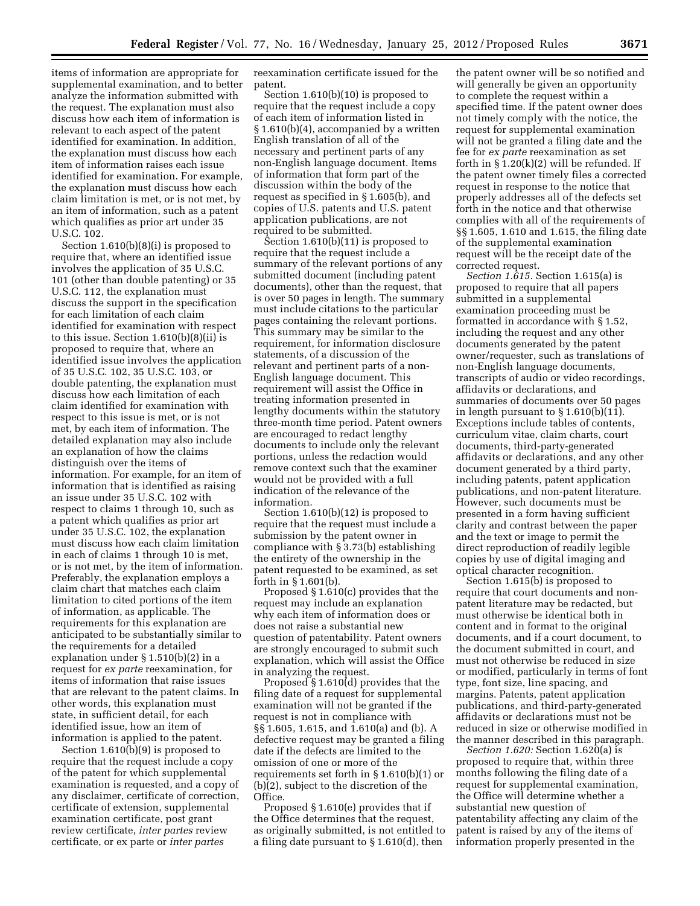items of information are appropriate for supplemental examination, and to better analyze the information submitted with the request. The explanation must also discuss how each item of information is relevant to each aspect of the patent identified for examination. In addition, the explanation must discuss how each item of information raises each issue identified for examination. For example, the explanation must discuss how each claim limitation is met, or is not met, by an item of information, such as a patent which qualifies as prior art under 35 U.S.C. 102.

Section 1.610(b)(8)(i) is proposed to require that, where an identified issue involves the application of 35 U.S.C. 101 (other than double patenting) or 35 U.S.C. 112, the explanation must discuss the support in the specification for each limitation of each claim identified for examination with respect to this issue. Section 1.610(b)(8)(ii) is proposed to require that, where an identified issue involves the application of 35 U.S.C. 102, 35 U.S.C. 103, or double patenting, the explanation must discuss how each limitation of each claim identified for examination with respect to this issue is met, or is not met, by each item of information. The detailed explanation may also include an explanation of how the claims distinguish over the items of information. For example, for an item of information that is identified as raising an issue under 35 U.S.C. 102 with respect to claims 1 through 10, such as a patent which qualifies as prior art under 35 U.S.C. 102, the explanation must discuss how each claim limitation in each of claims 1 through 10 is met, or is not met, by the item of information. Preferably, the explanation employs a claim chart that matches each claim limitation to cited portions of the item of information, as applicable. The requirements for this explanation are anticipated to be substantially similar to the requirements for a detailed explanation under § 1.510(b)(2) in a request for *ex parte* reexamination, for items of information that raise issues that are relevant to the patent claims. In other words, this explanation must state, in sufficient detail, for each identified issue, how an item of information is applied to the patent.

Section 1.610(b)(9) is proposed to require that the request include a copy of the patent for which supplemental examination is requested, and a copy of any disclaimer, certificate of correction, certificate of extension, supplemental examination certificate, post grant review certificate, *inter partes* review certificate, or ex parte or *inter partes* reexamination certificate issued for the patent.

Section 1.610(b)(10) is proposed to require that the request include a copy of each item of information listed in § 1.610(b)(4), accompanied by a written English translation of all of the necessary and pertinent parts of any non-English language document. Items of information that form part of the discussion within the body of the request as specified in § 1.605(b), and copies of U.S. patents and U.S. patent application publications, are not required to be submitted.

Section 1.610(b)(11) is proposed to require that the request include a summary of the relevant portions of any submitted document (including patent documents), other than the request, that is over 50 pages in length. The summary must include citations to the particular pages containing the relevant portions. This summary may be similar to the requirement, for information disclosure statements, of a discussion of the relevant and pertinent parts of a non-English language document. This requirement will assist the Office in treating information presented in lengthy documents within the statutory three-month time period. Patent owners are encouraged to redact lengthy documents to include only the relevant portions, unless the redaction would remove context such that the examiner would not be provided with a full indication of the relevance of the information.

Section 1.610(b)(12) is proposed to require that the request must include a submission by the patent owner in compliance with § 3.73(b) establishing the entirety of the ownership in the patent requested to be examined, as set forth in § 1.601(b).

Proposed § 1.610(c) provides that the request may include an explanation why each item of information does or does not raise a substantial new question of patentability. Patent owners are strongly encouraged to submit such explanation, which will assist the Office in analyzing the request.

Proposed § 1.610(d) provides that the filing date of a request for supplemental examination will not be granted if the request is not in compliance with §§ 1.605, 1.615, and 1.610(a) and (b). A defective request may be granted a filing date if the defects are limited to the omission of one or more of the requirements set forth in § 1.610(b)(1) or (b)(2), subject to the discretion of the Office.

Proposed § 1.610(e) provides that if the Office determines that the request, as originally submitted, is not entitled to a filing date pursuant to § 1.610(d), then the patent owner will be so notified and will generally be given an opportunity to complete the request within a specified time. If the patent owner does not timely comply with the notice, the request for supplemental examination will not be granted a filing date and the fee for *ex parte* reexamination as set forth in § 1.20(k)(2) will be refunded. If the patent owner timely files a corrected request in response to the notice that properly addresses all of the defects set forth in the notice and that otherwise complies with all of the requirements of §§ 1.605, 1.610 and 1.615, the filing date of the supplemental examination request will be the receipt date of the corrected request.

*Section 1.615.* Section 1.615(a) is proposed to require that all papers submitted in a supplemental examination proceeding must be formatted in accordance with § 1.52, including the request and any other documents generated by the patent owner/requester, such as translations of non-English language documents, transcripts of audio or video recordings, affidavits or declarations, and summaries of documents over 50 pages in length pursuant to § 1.610(b)(11). Exceptions include tables of contents, curriculum vitae, claim charts, court documents, third-party-generated affidavits or declarations, and any other document generated by a third party, including patents, patent application publications, and non-patent literature. However, such documents must be presented in a form having sufficient clarity and contrast between the paper and the text or image to permit the direct reproduction of readily legible copies by use of digital imaging and optical character recognition.

Section 1.615(b) is proposed to require that court documents and non-patent literature may be redacted, but must otherwise be identical both in content and in format to the original documents, and if a court document, to the document submitted in court, and must not otherwise be reduced in size or modified, particularly in terms of font type, font size, line spacing, and margins. Patents, patent application publications, and third-party-generated affidavits or declarations must not be reduced in size or otherwise modified in the manner described in this paragraph.

*Section 1.620:* Section 1.620(a) is proposed to require that, within three months following the filing date of a request for supplemental examination, the Office will determine whether a substantial new question of patentability affecting any claim of the patent is raised by any of the items of information properly presented in the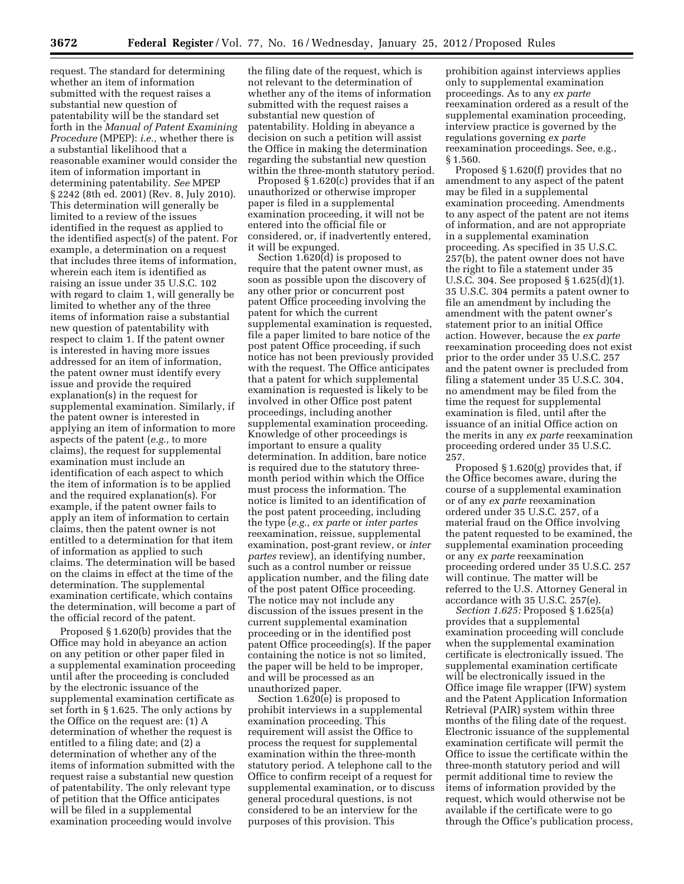request. The standard for determining whether an item of information submitted with the request raises a substantial new question of patentability will be the standard set forth in the *Manual of Patent Examining Procedure* (MPEP): *i.e.,* whether there is a substantial likelihood that a reasonable examiner would consider the item of information important in determining patentability. *See* MPEP § 2242 (8th ed. 2001) (Rev. 8, July 2010). This determination will generally be limited to a review of the issues identified in the request as applied to the identified aspect(s) of the patent. For example, a determination on a request that includes three items of information, wherein each item is identified as raising an issue under 35 U.S.C. 102 with regard to claim 1, will generally be limited to whether any of the three items of information raise a substantial new question of patentability with respect to claim 1. If the patent owner is interested in having more issues addressed for an item of information, the patent owner must identify every issue and provide the required explanation(s) in the request for supplemental examination. Similarly, if the patent owner is interested in applying an item of information to more aspects of the patent (*e.g.,* to more claims), the request for supplemental examination must include an identification of each aspect to which the item of information is to be applied and the required explanation(s). For example, if the patent owner fails to apply an item of information to certain claims, then the patent owner is not entitled to a determination for that item of information as applied to such claims. The determination will be based on the claims in effect at the time of the determination. The supplemental examination certificate, which contains the determination, will become a part of the official record of the patent.

Proposed § 1.620(b) provides that the Office may hold in abeyance an action on any petition or other paper filed in a supplemental examination proceeding until after the proceeding is concluded by the electronic issuance of the supplemental examination certificate as set forth in § 1.625. The only actions by the Office on the request are: (1) A determination of whether the request is entitled to a filing date; and (2) a determination of whether any of the items of information submitted with the request raise a substantial new question of patentability. The only relevant type of petition that the Office anticipates will be filed in a supplemental examination proceeding would involve the filing date of the request, which is not relevant to the determination of whether any of the items of information submitted with the request raises a substantial new question of patentability. Holding in abeyance a decision on such a petition will assist the Office in making the determination regarding the substantial new question within the three-month statutory period.

Proposed § 1.620(c) provides that if an unauthorized or otherwise improper paper is filed in a supplemental examination proceeding, it will not be entered into the official file or considered, or, if inadvertently entered, it will be expunged.

Section 1.620(d) is proposed to require that the patent owner must, as soon as possible upon the discovery of any other prior or concurrent post patent Office proceeding involving the patent for which the current supplemental examination is requested, file a paper limited to bare notice of the post patent Office proceeding, if such notice has not been previously provided with the request. The Office anticipates that a patent for which supplemental examination is requested is likely to be involved in other Office post patent proceedings, including another supplemental examination proceeding. Knowledge of other proceedings is important to ensure a quality determination. In addition, bare notice is required due to the statutory three-month period within which the Office must process the information. The notice is limited to an identification of the post patent proceeding, including the type (*e.g., ex parte* or *inter partes* reexamination, reissue, supplemental examination, post-grant review, or *inter partes* review), an identifying number, such as a control number or reissue application number, and the filing date of the post patent Office proceeding. The notice may not include any discussion of the issues present in the current supplemental examination proceeding or in the identified post patent Office proceeding(s). If the paper containing the notice is not so limited, the paper will be held to be improper, and will be processed as an unauthorized paper.

Section 1.620(e) is proposed to prohibit interviews in a supplemental examination proceeding. This requirement will assist the Office to process the request for supplemental examination within the three-month statutory period. A telephone call to the Office to confirm receipt of a request for supplemental examination, or to discuss general procedural questions, is not considered to be an interview for the purposes of this provision. This prohibition against interviews applies only to supplemental examination proceedings. As to any *ex parte* reexamination ordered as a result of the supplemental examination proceeding, interview practice is governed by the regulations governing *ex parte* reexamination proceedings. See, e.g., § 1.560.

Proposed § 1.620(f) provides that no amendment to any aspect of the patent may be filed in a supplemental examination proceeding. Amendments to any aspect of the patent are not items of information, and are not appropriate in a supplemental examination proceeding. As specified in 35 U.S.C. 257(b), the patent owner does not have the right to file a statement under 35 U.S.C. 304. See proposed § 1.625(d)(1). 35 U.S.C. 304 permits a patent owner to file an amendment by including the amendment with the patent owner's statement prior to an initial Office action. However, because the *ex parte* reexamination proceeding does not exist prior to the order under 35 U.S.C. 257 and the patent owner is precluded from filing a statement under 35 U.S.C. 304, no amendment may be filed from the time the request for supplemental examination is filed, until after the issuance of an initial Office action on the merits in any *ex parte* reexamination proceeding ordered under 35 U.S.C. 257.

Proposed § 1.620(g) provides that, if the Office becomes aware, during the course of a supplemental examination or of any *ex parte* reexamination ordered under 35 U.S.C. 257, of a material fraud on the Office involving the patent requested to be examined, the supplemental examination proceeding or any *ex parte* reexamination proceeding ordered under 35 U.S.C. 257 will continue. The matter will be referred to the U.S. Attorney General in accordance with 35 U.S.C. 257(e).

*Section 1.625:* Proposed § 1.625(a) provides that a supplemental examination proceeding will conclude when the supplemental examination certificate is electronically issued. The supplemental examination certificate will be electronically issued in the Office image file wrapper (IFW) system and the Patent Application Information Retrieval (PAIR) system within three months of the filing date of the request. Electronic issuance of the supplemental examination certificate will permit the Office to issue the certificate within the three-month statutory period and will permit additional time to review the items of information provided by the request, which would otherwise not be available if the certificate were to go through the Office's publication process,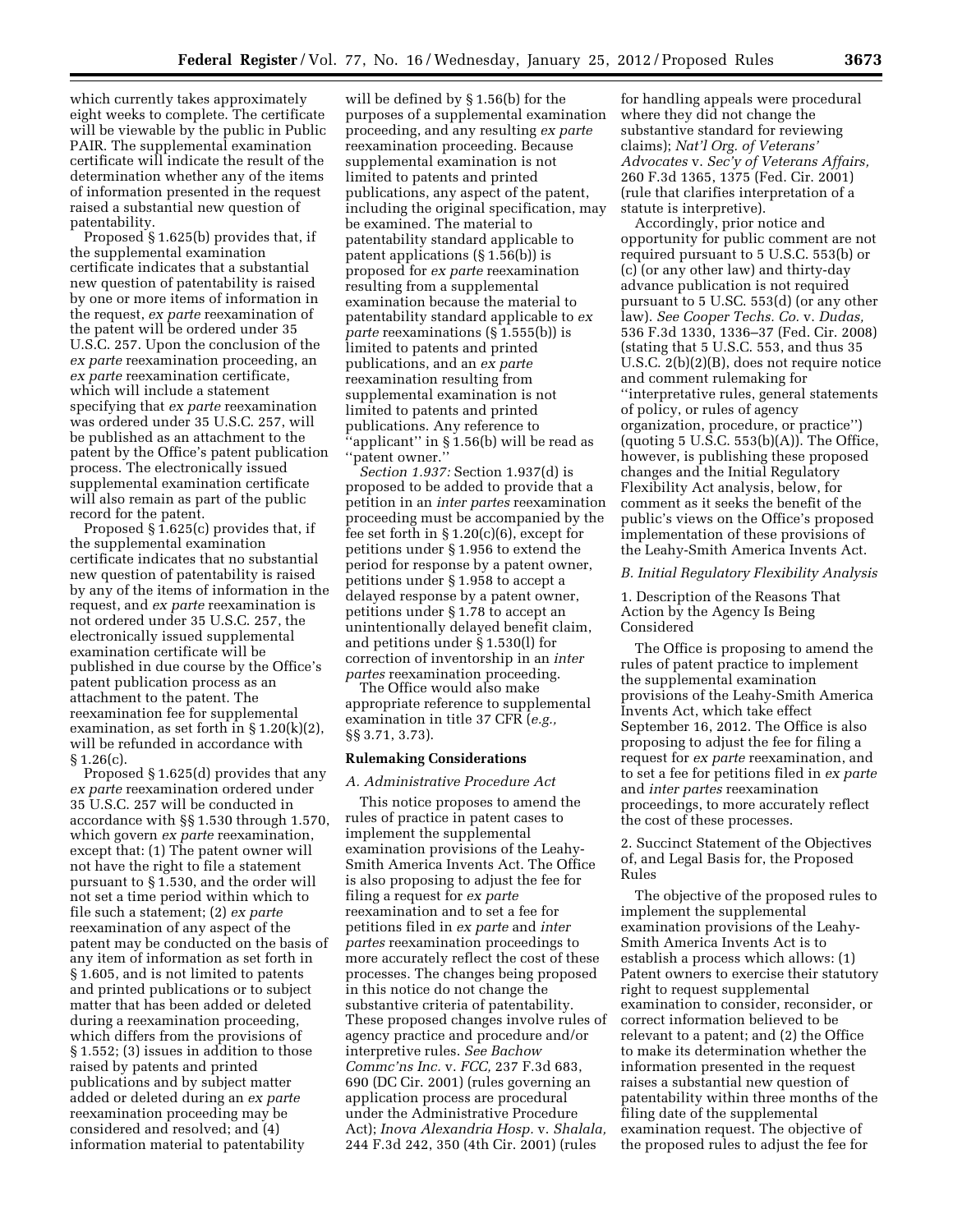which currently takes approximately eight weeks to complete. The certificate will be viewable by the public in Public PAIR. The supplemental examination certificate will indicate the result of the determination whether any of the items of information presented in the request raised a substantial new question of patentability.

Proposed § 1.625(b) provides that, if the supplemental examination certificate indicates that a substantial new question of patentability is raised by one or more items of information in the request, *ex parte* reexamination of the patent will be ordered under 35 U.S.C. 257. Upon the conclusion of the *ex parte* reexamination proceeding, an *ex parte* reexamination certificate, which will include a statement specifying that *ex parte* reexamination was ordered under 35 U.S.C. 257, will be published as an attachment to the patent by the Office's patent publication process. The electronically issued supplemental examination certificate will also remain as part of the public record for the patent.

Proposed § 1.625(c) provides that, if the supplemental examination certificate indicates that no substantial new question of patentability is raised by any of the items of information in the request, and *ex parte* reexamination is not ordered under 35 U.S.C. 257, the electronically issued supplemental examination certificate will be published in due course by the Office's patent publication process as an attachment to the patent. The reexamination fee for supplemental examination, as set forth in § 1.20(k)(2), will be refunded in accordance with § 1.26(c).

Proposed § 1.625(d) provides that any *ex parte* reexamination ordered under 35 U.S.C. 257 will be conducted in accordance with §§ 1.530 through 1.570, which govern *ex parte* reexamination, except that: (1) The patent owner will not have the right to file a statement pursuant to § 1.530, and the order will not set a time period within which to file such a statement; (2) *ex parte* reexamination of any aspect of the patent may be conducted on the basis of any item of information as set forth in § 1.605, and is not limited to patents and printed publications or to subject matter that has been added or deleted during a reexamination proceeding, which differs from the provisions of § 1.552; (3) issues in addition to those raised by patents and printed publications and by subject matter added or deleted during an *ex parte* reexamination proceeding may be considered and resolved; and (4) information material to patentability will be defined by § 1.56(b) for the purposes of a supplemental examination proceeding, and any resulting *ex parte* reexamination proceeding. Because supplemental examination is not limited to patents and printed publications, any aspect of the patent, including the original specification, may be examined. The material to patentability standard applicable to patent applications (§ 1.56(b)) is proposed for *ex parte* reexamination resulting from a supplemental examination because the material to patentability standard applicable to *ex parte* reexaminations (§ 1.555(b)) is limited to patents and printed publications, and an *ex parte* reexamination resulting from supplemental examination is not limited to patents and printed publications. Any reference to "applicant" in § 1.56(b) will be read as "patent owner."

*Section 1.937:* Section 1.937(d) is proposed to be added to provide that a petition in an *inter partes* reexamination proceeding must be accompanied by the fee set forth in § 1.20(c)(6), except for petitions under § 1.956 to extend the period for response by a patent owner, petitions under § 1.958 to accept a delayed response by a patent owner, petitions under § 1.78 to accept an unintentionally delayed benefit claim, and petitions under § 1.530(l) for correction of inventorship in an *inter partes* reexamination proceeding.

The Office would also make appropriate reference to supplemental examination in title 37 CFR (*e.g.,* §§ 3.71, 3.73).

## Rulemaking Considerations

### *A. Administrative Procedure Act*

This notice proposes to amend the rules of practice in patent cases to implement the supplemental examination provisions of the Leahy-Smith America Invents Act. The Office is also proposing to adjust the fee for filing a request for *ex parte* reexamination and to set a fee for petitions filed in *ex parte* and *inter partes* reexamination proceedings to more accurately reflect the cost of these processes. The changes being proposed in this notice do not change the substantive criteria of patentability. These proposed changes involve rules of agency practice and procedure and/or interpretive rules. *See Bachow Commc'ns Inc.* v. *FCC,* 237 F.3d 683, 690 (DC Cir. 2001) (rules governing an application process are procedural under the Administrative Procedure Act); *Inova Alexandria Hosp.* v. *Shalala,* 244 F.3d 242, 350 (4th Cir. 2001) (rules for handling appeals were procedural where they did not change the substantive standard for reviewing claims); *Nat'l Org. of Veterans' Advocates* v. *Sec'y of Veterans Affairs,* 260 F.3d 1365, 1375 (Fed. Cir. 2001) (rule that clarifies interpretation of a statute is interpretive).

Accordingly, prior notice and opportunity for public comment are not required pursuant to 5 U.S.C. 553(b) or (c) (or any other law) and thirty-day advance publication is not required pursuant to 5 U.SC. 553(d) (or any other law). *See Cooper Techs. Co.* v. *Dudas,* 536 F.3d 1330, 1336–37 (Fed. Cir. 2008) (stating that 5 U.S.C. 553, and thus 35 U.S.C. 2(b)(2)(B), does not require notice and comment rulemaking for "interpretative rules, general statements of policy, or rules of agency organization, procedure, or practice") (quoting 5 U.S.C. 553(b)(A)). The Office, however, is publishing these proposed changes and the Initial Regulatory Flexibility Act analysis, below, for comment as it seeks the benefit of the public's views on the Office's proposed implementation of these provisions of the Leahy-Smith America Invents Act.

### *B. Initial Regulatory Flexibility Analysis*

1. Description of the Reasons That Action by the Agency Is Being Considered

The Office is proposing to amend the rules of patent practice to implement the supplemental examination provisions of the Leahy-Smith America Invents Act, which take effect September 16, 2012. The Office is also proposing to adjust the fee for filing a request for *ex parte* reexamination, and to set a fee for petitions filed in *ex parte* and *inter partes* reexamination proceedings, to more accurately reflect the cost of these processes.

2. Succinct Statement of the Objectives of, and Legal Basis for, the Proposed Rules

The objective of the proposed rules to implement the supplemental examination provisions of the Leahy-Smith America Invents Act is to establish a process which allows: (1) Patent owners to exercise their statutory right to request supplemental examination to consider, reconsider, or correct information believed to be relevant to a patent; and (2) the Office to make its determination whether the information presented in the request raises a substantial new question of patentability within three months of the filing date of the supplemental examination request. The objective of the proposed rules to adjust the fee for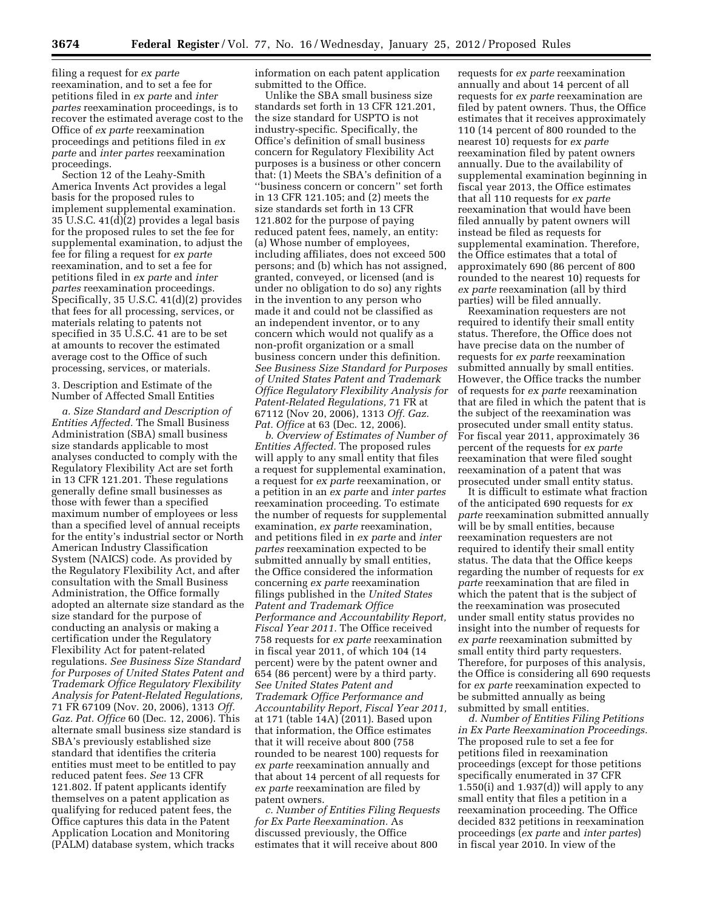filing a request for *ex parte* reexamination, and to set a fee for petitions filed in *ex parte* and *inter partes* reexamination proceedings, is to recover the estimated average cost to the Office of *ex parte* reexamination proceedings and petitions filed in *ex parte* and *inter partes* reexamination proceedings.

Section 12 of the Leahy-Smith America Invents Act provides a legal basis for the proposed rules to implement supplemental examination. 35 U.S.C. 41(d)(2) provides a legal basis for the proposed rules to set the fee for supplemental examination, to adjust the fee for filing a request for *ex parte* reexamination, and to set a fee for petitions filed in *ex parte* and *inter partes* reexamination proceedings. Specifically, 35 U.S.C. 41(d)(2) provides that fees for all processing, services, or materials relating to patents not specified in 35 U.S.C. 41 are to be set at amounts to recover the estimated average cost to the Office of such processing, services, or materials.

3. Description and Estimate of the Number of Affected Small Entities

*a. Size Standard and Description of Entities Affected.* The Small Business Administration (SBA) small business size standards applicable to most analyses conducted to comply with the Regulatory Flexibility Act are set forth in 13 CFR 121.201. These regulations generally define small businesses as those with fewer than a specified maximum number of employees or less than a specified level of annual receipts for the entity's industrial sector or North American Industry Classification System (NAICS) code. As provided by the Regulatory Flexibility Act, and after consultation with the Small Business Administration, the Office formally adopted an alternate size standard as the size standard for the purpose of conducting an analysis or making a certification under the Regulatory Flexibility Act for patent-related regulations. *See Business Size Standard for Purposes of United States Patent and Trademark Office Regulatory Flexibility Analysis for Patent-Related Regulations,* 71 FR 67109 (Nov. 20, 2006), 1313 *Off. Gaz. Pat. Office* 60 (Dec. 12, 2006). This alternate small business size standard is SBA's previously established size standard that identifies the criteria entities must meet to be entitled to pay reduced patent fees. *See* 13 CFR 121.802. If patent applicants identify themselves on a patent application as qualifying for reduced patent fees, the Office captures this data in the Patent Application Location and Monitoring (PALM) database system, which tracks information on each patent application submitted to the Office.

Unlike the SBA small business size standards set forth in 13 CFR 121.201, the size standard for USPTO is not industry-specific. Specifically, the Office's definition of small business concern for Regulatory Flexibility Act purposes is a business or other concern that: (1) Meets the SBA's definition of a "business concern or concern" set forth in 13 CFR 121.105; and (2) meets the size standards set forth in 13 CFR 121.802 for the purpose of paying reduced patent fees, namely, an entity: (a) Whose number of employees, including affiliates, does not exceed 500 persons; and (b) which has not assigned, granted, conveyed, or licensed (and is under no obligation to do so) any rights in the invention to any person who made it and could not be classified as an independent inventor, or to any concern which would not qualify as a non-profit organization or a small business concern under this definition. *See Business Size Standard for Purposes of United States Patent and Trademark Office Regulatory Flexibility Analysis for Patent-Related Regulations,* 71 FR at 67112 (Nov 20, 2006), 1313 *Off. Gaz. Pat. Office* at 63 (Dec. 12, 2006).

*b. Overview of Estimates of Number of Entities Affected.* The proposed rules will apply to any small entity that files a request for supplemental examination, a request for *ex parte* reexamination, or a petition in an *ex parte* and *inter partes* reexamination proceeding. To estimate the number of requests for supplemental examination, *ex parte* reexamination, and petitions filed in *ex parte* and *inter partes* reexamination expected to be submitted annually by small entities, the Office considered the information concerning *ex parte* reexamination filings published in the *United States Patent and Trademark Office Performance and Accountability Report, Fiscal Year 2011.* The Office received 758 requests for *ex parte* reexamination in fiscal year 2011, of which 104 (14 percent) were by the patent owner and 654 (86 percent) were by a third party. *See United States Patent and Trademark Office Performance and Accountability Report, Fiscal Year 2011,* at 171 (table 14A) (2011). Based upon that information, the Office estimates that it will receive about 800 (758 rounded to be nearest 100) requests for *ex parte* reexamination annually and that about 14 percent of all requests for *ex parte* reexamination are filed by patent owners.

*c. Number of Entities Filing Requests for Ex Parte Reexamination.* As discussed previously, the Office estimates that it will receive about 800 requests for *ex parte* reexamination annually and about 14 percent of all requests for *ex parte* reexamination are filed by patent owners. Thus, the Office estimates that it receives approximately 110 (14 percent of 800 rounded to the nearest 10) requests for *ex parte* reexamination filed by patent owners annually. Due to the availability of supplemental examination beginning in fiscal year 2013, the Office estimates that all 110 requests for *ex parte* reexamination that would have been filed annually by patent owners will instead be filed as requests for supplemental examination. Therefore, the Office estimates that a total of approximately 690 (86 percent of 800 rounded to the nearest 10) requests for *ex parte* reexamination (all by third parties) will be filed annually.

Reexamination requesters are not required to identify their small entity status. Therefore, the Office does not have precise data on the number of requests for *ex parte* reexamination submitted annually by small entities. However, the Office tracks the number of requests for *ex parte* reexamination that are filed in which the patent that is the subject of the reexamination was prosecuted under small entity status. For fiscal year 2011, approximately 36 percent of the requests for *ex parte* reexamination that were filed sought reexamination of a patent that was prosecuted under small entity status.

It is difficult to estimate what fraction of the anticipated 690 requests for *ex parte* reexamination submitted annually will be by small entities, because reexamination requesters are not required to identify their small entity status. The data that the Office keeps regarding the number of requests for *ex parte* reexamination that are filed in which the patent that is the subject of the reexamination was prosecuted under small entity status provides no insight into the number of requests for *ex parte* reexamination submitted by small entity third party requesters. Therefore, for purposes of this analysis, the Office is considering all 690 requests for *ex parte* reexamination expected to be submitted annually as being submitted by small entities.

*d. Number of Entities Filing Petitions in Ex Parte Reexamination Proceedings.* The proposed rule to set a fee for petitions filed in reexamination proceedings (except for those petitions specifically enumerated in 37 CFR 1.550(i) and 1.937(d)) will apply to any small entity that files a petition in a reexamination proceeding. The Office decided 832 petitions in reexamination proceedings (*ex parte* and *inter partes*) in fiscal year 2010. In view of the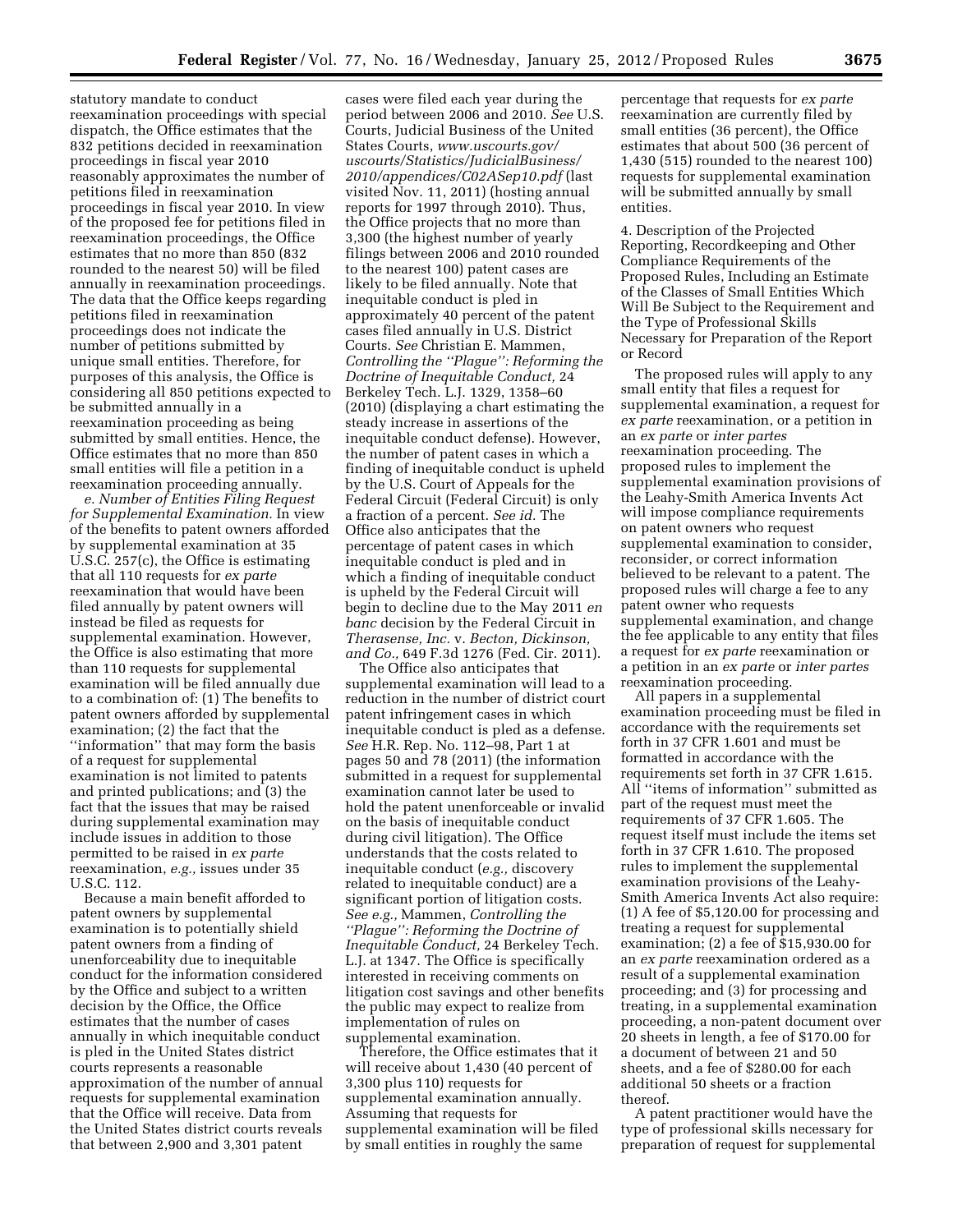statutory mandate to conduct reexamination proceedings with special dispatch, the Office estimates that the 832 petitions decided in reexamination proceedings in fiscal year 2010 reasonably approximates the number of petitions filed in reexamination proceedings in fiscal year 2010. In view of the proposed fee for petitions filed in reexamination proceedings, the Office estimates that no more than 850 (832 rounded to the nearest 50) will be filed annually in reexamination proceedings. The data that the Office keeps regarding petitions filed in reexamination proceedings does not indicate the number of petitions submitted by unique small entities. Therefore, for purposes of this analysis, the Office is considering all 850 petitions expected to be submitted annually in a reexamination proceeding as being submitted by small entities. Hence, the Office estimates that no more than 850 small entities will file a petition in a reexamination proceeding annually.

*e. Number of Entities Filing Request for Supplemental Examination.* In view of the benefits to patent owners afforded by supplemental examination at 35 U.S.C. 257(c), the Office is estimating that all 110 requests for *ex parte* reexamination that would have been filed annually by patent owners will instead be filed as requests for supplemental examination. However, the Office is also estimating that more than 110 requests for supplemental examination will be filed annually due to a combination of: (1) The benefits to patent owners afforded by supplemental examination; (2) the fact that the ''information'' that may form the basis of a request for supplemental examination is not limited to patents and printed publications; and (3) the fact that the issues that may be raised during supplemental examination may include issues in addition to those permitted to be raised in *ex parte* reexamination, *e.g.,* issues under 35 U.S.C. 112.

Because a main benefit afforded to patent owners by supplemental examination is to potentially shield patent owners from a finding of unenforceability due to inequitable conduct for the information considered by the Office and subject to a written decision by the Office, the Office estimates that the number of cases annually in which inequitable conduct is pled in the United States district courts represents a reasonable approximation of the number of annual requests for supplemental examination that the Office will receive. Data from the United States district courts reveals that between 2,900 and 3,301 patent cases were filed each year during the period between 2006 and 2010. *See* U.S. Courts, Judicial Business of the United States Courts, *www.uscourts.gov/uscourts/Statistics/JudicialBusiness/2010/appendices/C02ASep10.pdf* (last visited Nov. 11, 2011) (hosting annual reports for 1997 through 2010). Thus, the Office projects that no more than 3,300 (the highest number of yearly filings between 2006 and 2010 rounded to the nearest 100) patent cases are likely to be filed annually. Note that inequitable conduct is pled in approximately 40 percent of the patent cases filed annually in U.S. District Courts. *See* Christian E. Mammen, *Controlling the ''Plague'': Reforming the Doctrine of Inequitable Conduct,* 24 Berkeley Tech. L.J. 1329, 1358–60 (2010) (displaying a chart estimating the steady increase in assertions of the inequitable conduct defense). However, the number of patent cases in which a finding of inequitable conduct is upheld by the U.S. Court of Appeals for the Federal Circuit (Federal Circuit) is only a fraction of a percent. *See id.* The Office also anticipates that the percentage of patent cases in which inequitable conduct is pled and in which a finding of inequitable conduct is upheld by the Federal Circuit will begin to decline due to the May 2011 *en banc* decision by the Federal Circuit in *Therasense, Inc.* v. *Becton, Dickinson, and Co.,* 649 F.3d 1276 (Fed. Cir. 2011).

The Office also anticipates that supplemental examination will lead to a reduction in the number of district court patent infringement cases in which inequitable conduct is pled as a defense. *See* H.R. Rep. No. 112–98, Part 1 at pages 50 and 78 (2011) (the information submitted in a request for supplemental examination cannot later be used to hold the patent unenforceable or invalid on the basis of inequitable conduct during civil litigation). The Office understands that the costs related to inequitable conduct (*e.g.,* discovery related to inequitable conduct) are a significant portion of litigation costs. *See e.g.,* Mammen, *Controlling the ''Plague'': Reforming the Doctrine of Inequitable Conduct,* 24 Berkeley Tech. L.J. at 1347. The Office is specifically interested in receiving comments on litigation cost savings and other benefits the public may expect to realize from implementation of rules on supplemental examination.

Therefore, the Office estimates that it will receive about 1,430 (40 percent of 3,300 plus 110) requests for supplemental examination annually. Assuming that requests for supplemental examination will be filed by small entities in roughly the same percentage that requests for *ex parte* reexamination are currently filed by small entities (36 percent), the Office estimates that about 500 (36 percent of 1,430 (515) rounded to the nearest 100) requests for supplemental examination will be submitted annually by small entities.

4. Description of the Projected Reporting, Recordkeeping and Other Compliance Requirements of the Proposed Rules, Including an Estimate of the Classes of Small Entities Which Will Be Subject to the Requirement and the Type of Professional Skills Necessary for Preparation of the Report or Record

The proposed rules will apply to any small entity that files a request for supplemental examination, a request for *ex parte* reexamination, or a petition in an *ex parte* or *inter partes* reexamination proceeding. The proposed rules to implement the supplemental examination provisions of the Leahy-Smith America Invents Act will impose compliance requirements on patent owners who request supplemental examination to consider, reconsider, or correct information believed to be relevant to a patent. The proposed rules will charge a fee to any patent owner who requests supplemental examination, and change the fee applicable to any entity that files a request for *ex parte* reexamination or a petition in an *ex parte* or *inter partes* reexamination proceeding.

All papers in a supplemental examination proceeding must be filed in accordance with the requirements set forth in 37 CFR 1.601 and must be formatted in accordance with the requirements set forth in 37 CFR 1.615. All ''items of information'' submitted as part of the request must meet the requirements of 37 CFR 1.605. The request itself must include the items set forth in 37 CFR 1.610. The proposed rules to implement the supplemental examination provisions of the Leahy-Smith America Invents Act also require: (1) A fee of $5,120.00 for processing and treating a request for supplemental examination; (2) a fee of $15,930.00 for an *ex parte* reexamination ordered as a result of a supplemental examination proceeding; and (3) for processing and treating, in a supplemental examination proceeding, a non-patent document over 20 sheets in length, a fee of $170.00 for a document of between 21 and 50 sheets, and a fee of $280.00 for each additional 50 sheets or a fraction thereof.

A patent practitioner would have the type of professional skills necessary for preparation of request for supplemental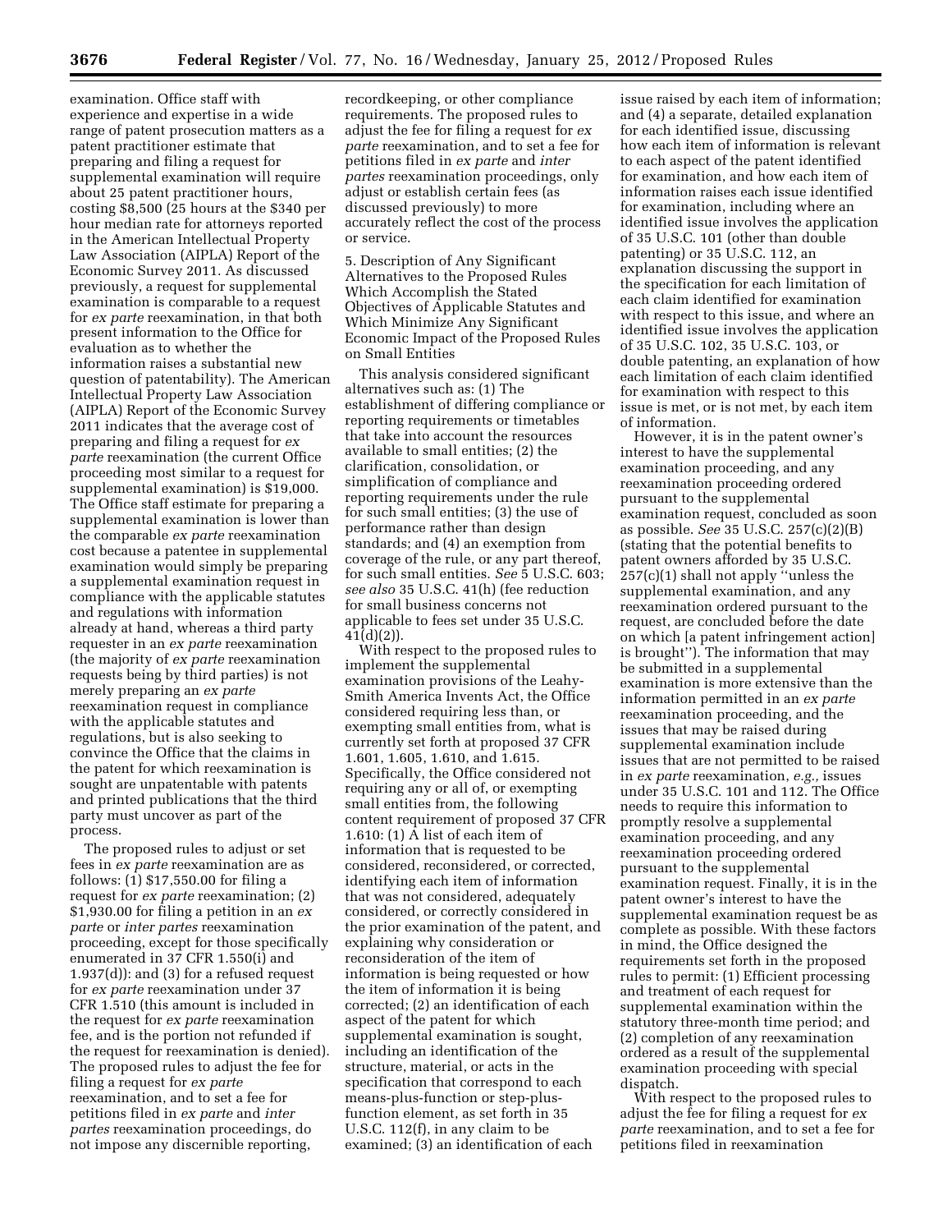examination. Office staff with experience and expertise in a wide range of patent prosecution matters as a patent practitioner estimate that preparing and filing a request for supplemental examination will require about 25 patent practitioner hours, costing $8,500 (25 hours at the $340 per hour median rate for attorneys reported in the American Intellectual Property Law Association (AIPLA) Report of the Economic Survey 2011. As discussed previously, a request for supplemental examination is comparable to a request for *ex parte* reexamination, in that both present information to the Office for evaluation as to whether the information raises a substantial new question of patentability). The American Intellectual Property Law Association (AIPLA) Report of the Economic Survey 2011 indicates that the average cost of preparing and filing a request for *ex parte* reexamination (the current Office proceeding most similar to a request for supplemental examination) is $19,000. The Office staff estimate for preparing a supplemental examination is lower than the comparable *ex parte* reexamination cost because a patentee in supplemental examination would simply be preparing a supplemental examination request in compliance with the applicable statutes and regulations with information already at hand, whereas a third party requester in an *ex parte* reexamination (the majority of *ex parte* reexamination requests being by third parties) is not merely preparing an *ex parte* reexamination request in compliance with the applicable statutes and regulations, but is also seeking to convince the Office that the claims in the patent for which reexamination is sought are unpatentable with patents and printed publications that the third party must uncover as part of the process.

The proposed rules to adjust or set fees in *ex parte* reexamination are as follows: (1) $17,550.00 for filing a request for *ex parte* reexamination; (2) $1,930.00 for filing a petition in an *ex parte* or *inter partes* reexamination proceeding, except for those specifically enumerated in 37 CFR 1.550(i) and 1.937(d)): and (3) for a refused request for *ex parte* reexamination under 37 CFR 1.510 (this amount is included in the request for *ex parte* reexamination fee, and is the portion not refunded if the request for reexamination is denied). The proposed rules to adjust the fee for filing a request for *ex parte* reexamination, and to set a fee for petitions filed in *ex parte* and *inter partes* reexamination proceedings, do not impose any discernible reporting, recordkeeping, or other compliance requirements. The proposed rules to adjust the fee for filing a request for *ex parte* reexamination, and to set a fee for petitions filed in *ex parte* and *inter partes* reexamination proceedings, only adjust or establish certain fees (as discussed previously) to more accurately reflect the cost of the process or service.

5. Description of Any Significant Alternatives to the Proposed Rules Which Accomplish the Stated Objectives of Applicable Statutes and Which Minimize Any Significant Economic Impact of the Proposed Rules on Small Entities

This analysis considered significant alternatives such as: (1) The establishment of differing compliance or reporting requirements or timetables that take into account the resources available to small entities; (2) the clarification, consolidation, or simplification of compliance and reporting requirements under the rule for such small entities; (3) the use of performance rather than design standards; and (4) an exemption from coverage of the rule, or any part thereof, for such small entities. *See* 5 U.S.C. 603; *see also* 35 U.S.C. 41(h) (fee reduction for small business concerns not applicable to fees set under 35 U.S.C. 41(d)(2)).

With respect to the proposed rules to implement the supplemental examination provisions of the Leahy-Smith America Invents Act, the Office considered requiring less than, or exempting small entities from, what is currently set forth at proposed 37 CFR 1.601, 1.605, 1.610, and 1.615. Specifically, the Office considered not requiring any or all of, or exempting small entities from, the following content requirement of proposed 37 CFR 1.610: (1) A list of each item of information that is requested to be considered, reconsidered, or corrected, identifying each item of information that was not considered, adequately considered, or correctly considered in the prior examination of the patent, and explaining why consideration or reconsideration of the item of information is being requested or how the item of information it is being corrected; (2) an identification of each aspect of the patent for which supplemental examination is sought, including an identification of the structure, material, or acts in the specification that correspond to each means-plus-function or step-plus-function element, as set forth in 35 U.S.C. 112(f), in any claim to be examined; (3) an identification of each issue raised by each item of information; and (4) a separate, detailed explanation for each identified issue, discussing how each item of information is relevant to each aspect of the patent identified for examination, and how each item of information raises each issue identified for examination, including where an identified issue involves the application of 35 U.S.C. 101 (other than double patenting) or 35 U.S.C. 112, an explanation discussing the support in the specification for each limitation of each claim identified for examination with respect to this issue, and where an identified issue involves the application of 35 U.S.C. 102, 35 U.S.C. 103, or double patenting, an explanation of how each limitation of each claim identified for examination with respect to this issue is met, or is not met, by each item of information.

However, it is in the patent owner's interest to have the supplemental examination proceeding, and any reexamination proceeding ordered pursuant to the supplemental examination request, concluded as soon as possible. *See* 35 U.S.C. 257(c)(2)(B) (stating that the potential benefits to patent owners afforded by 35 U.S.C. 257(c)(1) shall not apply "unless the supplemental examination, and any reexamination ordered pursuant to the request, are concluded before the date on which [a patent infringement action] is brought"). The information that may be submitted in a supplemental examination is more extensive than the information permitted in an *ex parte* reexamination proceeding, and the issues that may be raised during supplemental examination include issues that are not permitted to be raised in *ex parte* reexamination, *e.g.,* issues under 35 U.S.C. 101 and 112. The Office needs to require this information to promptly resolve a supplemental examination proceeding, and any reexamination proceeding ordered pursuant to the supplemental examination request. Finally, it is in the patent owner's interest to have the supplemental examination request be as complete as possible. With these factors in mind, the Office designed the requirements set forth in the proposed rules to permit: (1) Efficient processing and treatment of each request for supplemental examination within the statutory three-month time period; and (2) completion of any reexamination ordered as a result of the supplemental examination proceeding with special dispatch.

With respect to the proposed rules to adjust the fee for filing a request for *ex parte* reexamination, and to set a fee for petitions filed in reexamination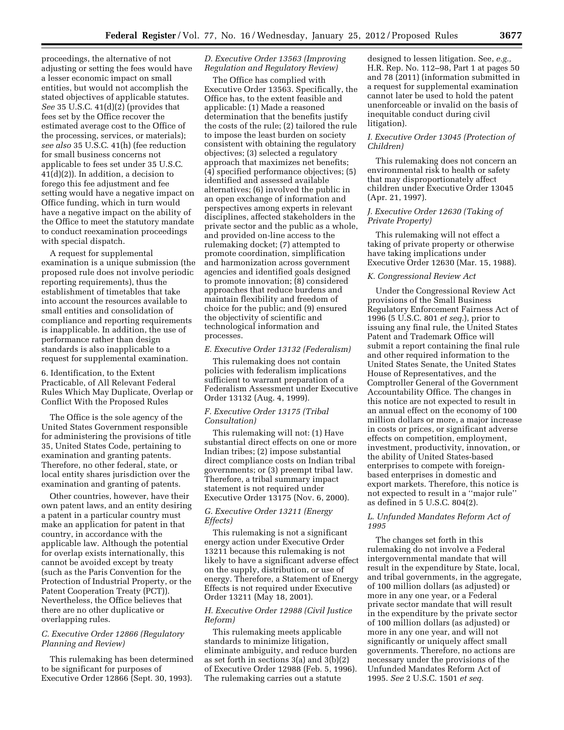proceedings, the alternative of not adjusting or setting the fees would have a lesser economic impact on small entities, but would not accomplish the stated objectives of applicable statutes. *See* 35 U.S.C. 41(d)(2) (provides that fees set by the Office recover the estimated average cost to the Office of the processing, services, or materials); *see also* 35 U.S.C. 41(h) (fee reduction for small business concerns not applicable to fees set under 35 U.S.C. 41(d)(2)). In addition, a decision to forego this fee adjustment and fee setting would have a negative impact on Office funding, which in turn would have a negative impact on the ability of the Office to meet the statutory mandate to conduct reexamination proceedings with special dispatch.

A request for supplemental examination is a unique submission (the proposed rule does not involve periodic reporting requirements), thus the establishment of timetables that take into account the resources available to small entities and consolidation of compliance and reporting requirements is inapplicable. In addition, the use of performance rather than design standards is also inapplicable to a request for supplemental examination.

6. Identification, to the Extent Practicable, of All Relevant Federal Rules Which May Duplicate, Overlap or Conflict With the Proposed Rules

The Office is the sole agency of the United States Government responsible for administering the provisions of title 35, United States Code, pertaining to examination and granting patents. Therefore, no other federal, state, or local entity shares jurisdiction over the examination and granting of patents.

Other countries, however, have their own patent laws, and an entity desiring a patent in a particular country must make an application for patent in that country, in accordance with the applicable law. Although the potential for overlap exists internationally, this cannot be avoided except by treaty (such as the Paris Convention for the Protection of Industrial Property, or the Patent Cooperation Treaty (PCT)). Nevertheless, the Office believes that there are no other duplicative or overlapping rules.

### *C. Executive Order 12866 (Regulatory Planning and Review)*

This rulemaking has been determined to be significant for purposes of Executive Order 12866 (Sept. 30, 1993).

### *D. Executive Order 13563 (Improving Regulation and Regulatory Review)*

The Office has complied with Executive Order 13563. Specifically, the Office has, to the extent feasible and applicable: (1) Made a reasoned determination that the benefits justify the costs of the rule; (2) tailored the rule to impose the least burden on society consistent with obtaining the regulatory objectives; (3) selected a regulatory approach that maximizes net benefits; (4) specified performance objectives; (5) identified and assessed available alternatives; (6) involved the public in an open exchange of information and perspectives among experts in relevant disciplines, affected stakeholders in the private sector and the public as a whole, and provided on-line access to the rulemaking docket; (7) attempted to promote coordination, simplification and harmonization across government agencies and identified goals designed to promote innovation; (8) considered approaches that reduce burdens and maintain flexibility and freedom of choice for the public; and (9) ensured the objectivity of scientific and technological information and processes.

### *E. Executive Order 13132 (Federalism)*

This rulemaking does not contain policies with federalism implications sufficient to warrant preparation of a Federalism Assessment under Executive Order 13132 (Aug. 4, 1999).

### *F. Executive Order 13175 (Tribal Consultation)*

This rulemaking will not: (1) Have substantial direct effects on one or more Indian tribes; (2) impose substantial direct compliance costs on Indian tribal governments; or (3) preempt tribal law. Therefore, a tribal summary impact statement is not required under Executive Order 13175 (Nov. 6, 2000).

### *G. Executive Order 13211 (Energy Effects)*

This rulemaking is not a significant energy action under Executive Order 13211 because this rulemaking is not likely to have a significant adverse effect on the supply, distribution, or use of energy. Therefore, a Statement of Energy Effects is not required under Executive Order 13211 (May 18, 2001).

### *H. Executive Order 12988 (Civil Justice Reform)*

This rulemaking meets applicable standards to minimize litigation, eliminate ambiguity, and reduce burden as set forth in sections 3(a) and 3(b)(2) of Executive Order 12988 (Feb. 5, 1996). The rulemaking carries out a statute designed to lessen litigation. See, *e.g.,* H.R. Rep. No. 112–98, Part 1 at pages 50 and 78 (2011) (information submitted in a request for supplemental examination cannot later be used to hold the patent unenforceable or invalid on the basis of inequitable conduct during civil litigation).

### *I. Executive Order 13045 (Protection of Children)*

This rulemaking does not concern an environmental risk to health or safety that may disproportionately affect children under Executive Order 13045 (Apr. 21, 1997).

### *J. Executive Order 12630 (Taking of Private Property)*

This rulemaking will not effect a taking of private property or otherwise have taking implications under Executive Order 12630 (Mar. 15, 1988).

### *K. Congressional Review Act*

Under the Congressional Review Act provisions of the Small Business Regulatory Enforcement Fairness Act of 1996 (5 U.S.C. 801 *et seq.*), prior to issuing any final rule, the United States Patent and Trademark Office will submit a report containing the final rule and other required information to the United States Senate, the United States House of Representatives, and the Comptroller General of the Government Accountability Office. The changes in this notice are not expected to result in an annual effect on the economy of 100 million dollars or more, a major increase in costs or prices, or significant adverse effects on competition, employment, investment, productivity, innovation, or the ability of United States-based enterprises to compete with foreign-based enterprises in domestic and export markets. Therefore, this notice is not expected to result in a ''major rule'' as defined in 5 U.S.C. 804(2).

### *L. Unfunded Mandates Reform Act of 1995*

The changes set forth in this rulemaking do not involve a Federal intergovernmental mandate that will result in the expenditure by State, local, and tribal governments, in the aggregate, of 100 million dollars (as adjusted) or more in any one year, or a Federal private sector mandate that will result in the expenditure by the private sector of 100 million dollars (as adjusted) or more in any one year, and will not significantly or uniquely affect small governments. Therefore, no actions are necessary under the provisions of the Unfunded Mandates Reform Act of 1995. *See* 2 U.S.C. 1501 *et seq.*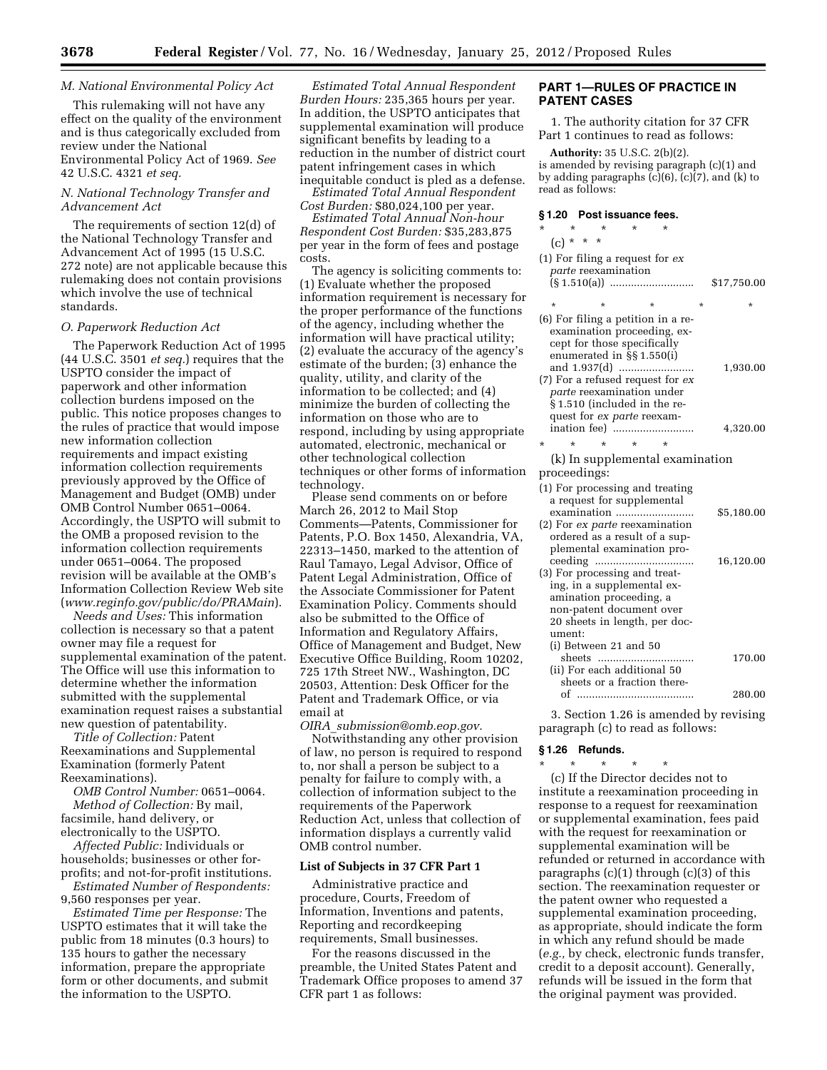### M. National Environmental Policy Act

This rulemaking will not have any effect on the quality of the environment and is thus categorically excluded from review under the National Environmental Policy Act of 1969. *See* 42 U.S.C. 4321 *et seq.*

### N. National Technology Transfer and Advancement Act

The requirements of section 12(d) of the National Technology Transfer and Advancement Act of 1995 (15 U.S.C. 272 note) are not applicable because this rulemaking does not contain provisions which involve the use of technical standards.

### O. Paperwork Reduction Act

The Paperwork Reduction Act of 1995 (44 U.S.C. 3501 *et seq.*) requires that the USPTO consider the impact of paperwork and other information collection burdens imposed on the public. This notice proposes changes to the rules of practice that would impose new information collection requirements and impact existing information collection requirements previously approved by the Office of Management and Budget (OMB) under OMB Control Number 0651–0064. Accordingly, the USPTO will submit to the OMB a proposed revision to the information collection requirements under 0651–0064. The proposed revision will be available at the OMB's Information Collection Review Web site (*www.reginfo.gov/public/do/PRAMain*).

*Needs and Uses:* This information collection is necessary so that a patent owner may file a request for supplemental examination of the patent. The Office will use this information to determine whether the information submitted with the supplemental examination request raises a substantial new question of patentability.

*Title of Collection:* Patent Reexaminations and Supplemental Examination (formerly Patent Reexaminations).

*OMB Control Number:* 0651–0064.

*Method of Collection:* By mail, facsimile, hand delivery, or electronically to the USPTO.

*Affected Public:* Individuals or households; businesses or other for-profits; and not-for-profit institutions.

*Estimated Number of Respondents:* 9,560 responses per year.

*Estimated Time per Response:* The USPTO estimates that it will take the public from 18 minutes (0.3 hours) to 135 hours to gather the necessary information, prepare the appropriate form or other documents, and submit the information to the USPTO.

*Estimated Total Annual Respondent Burden Hours:* 235,365 hours per year. In addition, the USPTO anticipates that supplemental examination will produce significant benefits by leading to a reduction in the number of district court patent infringement cases in which inequitable conduct is pled as a defense.

*Estimated Total Annual Respondent Cost Burden:* $80,024,100 per year.

*Estimated Total Annual Non-hour Respondent Cost Burden:* $35,283,875 per year in the form of fees and postage costs.

The agency is soliciting comments to: (1) Evaluate whether the proposed information requirement is necessary for the proper performance of the functions of the agency, including whether the information will have practical utility; (2) evaluate the accuracy of the agency's estimate of the burden; (3) enhance the quality, utility, and clarity of the information to be collected; and (4) minimize the burden of collecting the information on those who are to respond, including by using appropriate automated, electronic, mechanical or other technological collection techniques or other forms of information technology.

Please send comments on or before March 26, 2012 to Mail Stop Comments—Patents, Commissioner for Patents, P.O. Box 1450, Alexandria, VA, 22313–1450, marked to the attention of Raul Tamayo, Legal Advisor, Office of Patent Legal Administration, Office of the Associate Commissioner for Patent Examination Policy. Comments should also be submitted to the Office of Information and Regulatory Affairs, Office of Management and Budget, New Executive Office Building, Room 10202, 725 17th Street NW., Washington, DC 20503, Attention: Desk Officer for the Patent and Trademark Office, or via email at *OIRA_submission@omb.eop.gov.*

Notwithstanding any other provision of law, no person is required to respond to, nor shall a person be subject to a penalty for failure to comply with, a collection of information subject to the requirements of the Paperwork Reduction Act, unless that collection of information displays a currently valid OMB control number.

## List of Subjects in 37 CFR Part 1

Administrative practice and procedure, Courts, Freedom of Information, Inventions and patents, Reporting and recordkeeping requirements, Small businesses.

For the reasons discussed in the preamble, the United States Patent and Trademark Office proposes to amend 37 CFR part 1 as follows:

## PART 1—RULES OF PRACTICE IN PATENT CASES

1. The authority citation for 37 CFR Part 1 continues to read as follows:

**Authority:** 35 U.S.C. 2(b)(2).

is amended by revising paragraph (c)(1) and by adding paragraphs (c)(6), (c)(7), and (k) to read as follows:

### § 1.20 Post issuance fees.

\* \* \* \* \*

(c) \* \* \*

| | |
|---|---|
| (1) For filing a request for *ex parte* reexamination (§ 1.510(a)) | $17,750.00 |
| \* \* \* \* \* | |
| (6) For filing a petition in a reexamination proceeding, except for those specifically enumerated in §§ 1.550(i) and 1.937(d) | 1,930.00 |
| (7) For a refused request for *ex parte* reexamination under § 1.510 (included in the request for *ex parte* reexamination fee) | 4,320.00 |

\* \* \* \* \*

(k) In supplemental examination proceedings:

| | |
|---|---|
| (1) For processing and treating a request for supplemental examination | $5,180.00 |
| (2) For *ex parte* reexamination ordered as a result of a supplemental examination proceeding | 16,120.00 |
| (3) For processing and treating, in a supplemental examination proceeding, a non-patent document over 20 sheets in length, per document: | |
| (i) Between 21 and 50 sheets | 170.00 |
| (ii) For each additional 50 sheets or a fraction thereof | 280.00 |

3. Section 1.26 is amended by revising paragraph (c) to read as follows:

### § 1.26 Refunds.

\* \* \* \* \*

(c) If the Director decides not to institute a reexamination proceeding in response to a request for reexamination or supplemental examination, fees paid with the request for reexamination or supplemental examination will be refunded or returned in accordance with paragraphs (c)(1) through (c)(3) of this section. The reexamination requester or the patent owner who requested a supplemental examination proceeding, as appropriate, should indicate the form in which any refund should be made (*e.g.,* by check, electronic funds transfer, credit to a deposit account). Generally, refunds will be issued in the form that the original payment was provided.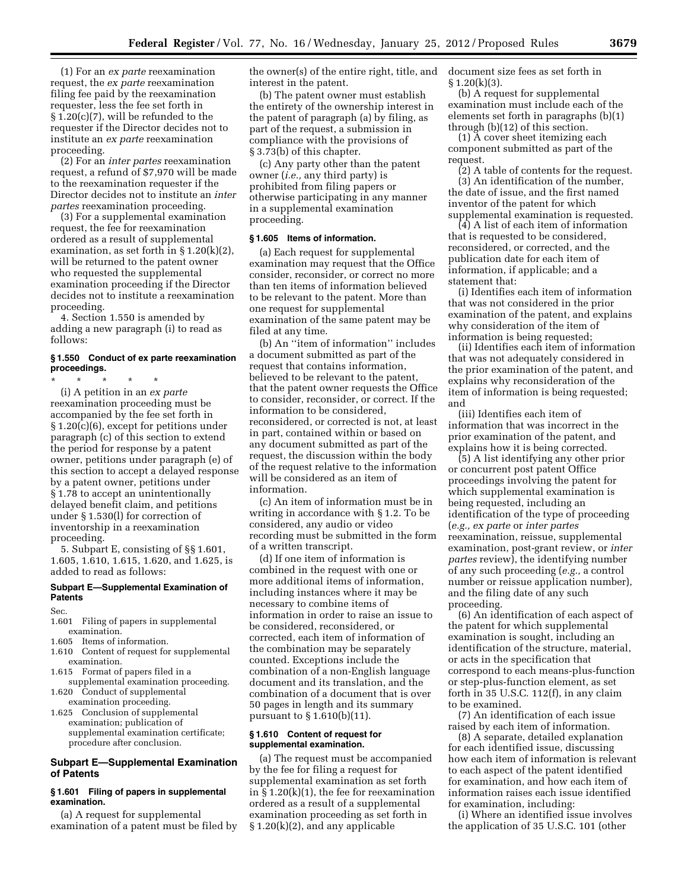(1) For an *ex parte* reexamination request, the *ex parte* reexamination filing fee paid by the reexamination requester, less the fee set forth in § 1.20(c)(7), will be refunded to the requester if the Director decides not to institute an *ex parte* reexamination proceeding.

(2) For an *inter partes* reexamination request, a refund of $7,970 will be made to the reexamination requester if the Director decides not to institute an *inter partes* reexamination proceeding.

(3) For a supplemental examination request, the fee for reexamination ordered as a result of supplemental examination, as set forth in § 1.20(k)(2), will be returned to the patent owner who requested the supplemental examination proceeding if the Director decides not to institute a reexamination proceeding.

4. Section 1.550 is amended by adding a new paragraph (i) to read as follows:

#### § 1.550 Conduct of ex parte reexamination proceedings.

\* \* \* \* \*

(i) A petition in an *ex parte* reexamination proceeding must be accompanied by the fee set forth in § 1.20(c)(6), except for petitions under paragraph (c) of this section to extend the period for response by a patent owner, petitions under paragraph (e) of this section to accept a delayed response by a patent owner, petitions under § 1.78 to accept an unintentionally delayed benefit claim, and petitions under § 1.530(l) for correction of inventorship in a reexamination proceeding.

5. Subpart E, consisting of §§ 1.601, 1.605, 1.610, 1.615, 1.620, and 1.625, is added to read as follows:

#### Subpart E—Supplemental Examination of Patents

Sec.
1.601 Filing of papers in supplemental examination.
1.605 Items of information.
1.610 Content of request for supplemental examination.
1.615 Format of papers filed in a supplemental examination proceeding.
1.620 Conduct of supplemental examination proceeding.
1.625 Conclusion of supplemental examination; publication of supplemental examination certificate; procedure after conclusion.

## Subpart E—Supplemental Examination of Patents

#### § 1.601 Filing of papers in supplemental examination.

(a) A request for supplemental examination of a patent must be filed by the owner(s) of the entire right, title, and interest in the patent.

(b) The patent owner must establish the entirety of the ownership interest in the patent of paragraph (a) by filing, as part of the request, a submission in compliance with the provisions of § 3.73(b) of this chapter.

(c) Any party other than the patent owner (*i.e.,* any third party) is prohibited from filing papers or otherwise participating in any manner in a supplemental examination proceeding.

#### § 1.605 Items of information.

(a) Each request for supplemental examination may request that the Office consider, reconsider, or correct no more than ten items of information believed to be relevant to the patent. More than one request for supplemental examination of the same patent may be filed at any time.

(b) An ''item of information'' includes a document submitted as part of the request that contains information, believed to be relevant to the patent, that the patent owner requests the Office to consider, reconsider, or correct. If the information to be considered, reconsidered, or corrected is not, at least in part, contained within or based on any document submitted as part of the request, the discussion within the body of the request relative to the information will be considered as an item of information.

(c) An item of information must be in writing in accordance with § 1.2. To be considered, any audio or video recording must be submitted in the form of a written transcript.

(d) If one item of information is combined in the request with one or more additional items of information, including instances where it may be necessary to combine items of information in order to raise an issue to be considered, reconsidered, or corrected, each item of information of the combination may be separately counted. Exceptions include the combination of a non-English language document and its translation, and the combination of a document that is over 50 pages in length and its summary pursuant to § 1.610(b)(11).

#### § 1.610 Content of request for supplemental examination.

(a) The request must be accompanied by the fee for filing a request for supplemental examination as set forth in § 1.20(k)(1), the fee for reexamination ordered as a result of a supplemental examination proceeding as set forth in § 1.20(k)(2), and any applicable document size fees as set forth in § 1.20(k)(3).

(b) A request for supplemental examination must include each of the elements set forth in paragraphs (b)(1) through (b)(12) of this section.

(1) A cover sheet itemizing each component submitted as part of the request.

(2) A table of contents for the request.

(3) An identification of the number, the date of issue, and the first named inventor of the patent for which supplemental examination is requested.

(4) A list of each item of information that is requested to be considered, reconsidered, or corrected, and the publication date for each item of information, if applicable; and a statement that:

(i) Identifies each item of information that was not considered in the prior examination of the patent, and explains why consideration of the item of information is being requested;

(ii) Identifies each item of information that was not adequately considered in the prior examination of the patent, and explains why reconsideration of the item of information is being requested; and

(iii) Identifies each item of information that was incorrect in the prior examination of the patent, and explains how it is being corrected.

(5) A list identifying any other prior or concurrent post patent Office proceedings involving the patent for which supplemental examination is being requested, including an identification of the type of proceeding (*e.g., ex parte* or *inter partes* reexamination, reissue, supplemental examination, post-grant review, or *inter partes* review), the identifying number of any such proceeding (*e.g.,* a control number or reissue application number), and the filing date of any such proceeding.

(6) An identification of each aspect of the patent for which supplemental examination is sought, including an identification of the structure, material, or acts in the specification that correspond to each means-plus-function or step-plus-function element, as set forth in 35 U.S.C. 112(f), in any claim to be examined.

(7) An identification of each issue raised by each item of information.

(8) A separate, detailed explanation for each identified issue, discussing how each item of information is relevant to each aspect of the patent identified for examination, and how each item of information raises each issue identified for examination, including:

(i) Where an identified issue involves the application of 35 U.S.C. 101 (other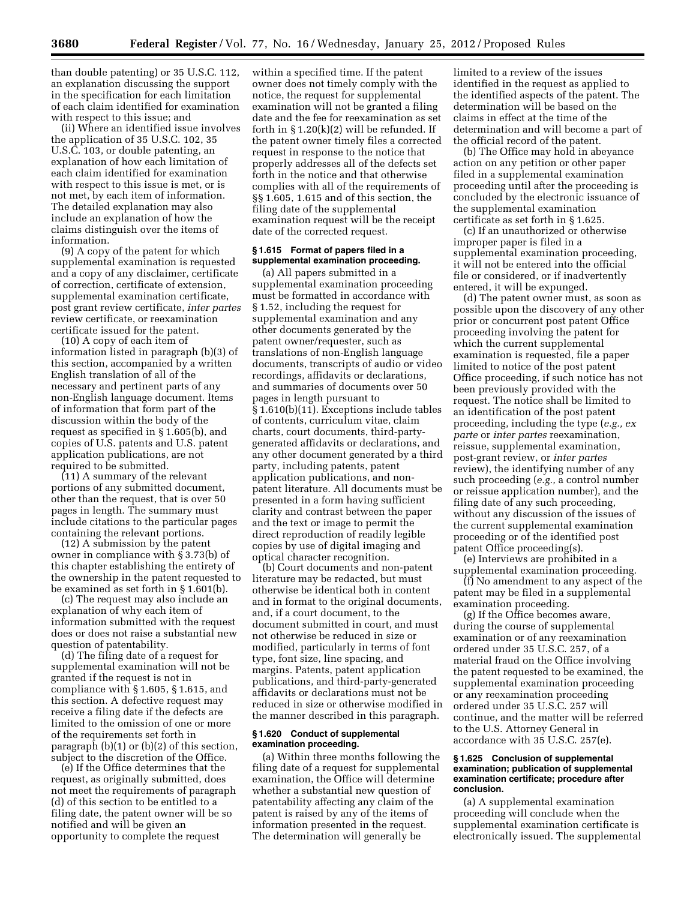than double patenting) or 35 U.S.C. 112, an explanation discussing the support in the specification for each limitation of each claim identified for examination with respect to this issue; and

(ii) Where an identified issue involves the application of 35 U.S.C. 102, 35 U.S.C. 103, or double patenting, an explanation of how each limitation of each claim identified for examination with respect to this issue is met, or is not met, by each item of information. The detailed explanation may also include an explanation of how the claims distinguish over the items of information.

(9) A copy of the patent for which supplemental examination is requested and a copy of any disclaimer, certificate of correction, certificate of extension, supplemental examination certificate, post grant review certificate, *inter partes* review certificate, or reexamination certificate issued for the patent.

(10) A copy of each item of information listed in paragraph (b)(3) of this section, accompanied by a written English translation of all of the necessary and pertinent parts of any non-English language document. Items of information that form part of the discussion within the body of the request as specified in § 1.605(b), and copies of U.S. patents and U.S. patent application publications, are not required to be submitted.

(11) A summary of the relevant portions of any submitted document, other than the request, that is over 50 pages in length. The summary must include citations to the particular pages containing the relevant portions.

(12) A submission by the patent owner in compliance with § 3.73(b) of this chapter establishing the entirety of the ownership in the patent requested to be examined as set forth in § 1.601(b).

(c) The request may also include an explanation of why each item of information submitted with the request does or does not raise a substantial new question of patentability.

(d) The filing date of a request for supplemental examination will not be granted if the request is not in compliance with § 1.605, § 1.615, and this section. A defective request may receive a filing date if the defects are limited to the omission of one or more of the requirements set forth in paragraph (b)(1) or (b)(2) of this section, subject to the discretion of the Office.

(e) If the Office determines that the request, as originally submitted, does not meet the requirements of paragraph (d) of this section to be entitled to a filing date, the patent owner will be so notified and will be given an opportunity to complete the request within a specified time. If the patent owner does not timely comply with the notice, the request for supplemental examination will not be granted a filing date and the fee for reexamination as set forth in § 1.20(k)(2) will be refunded. If the patent owner timely files a corrected request in response to the notice that properly addresses all of the defects set forth in the notice and that otherwise complies with all of the requirements of §§ 1.605, 1.615 and of this section, the filing date of the supplemental examination request will be the receipt date of the corrected request.

**§ 1.615 Format of papers filed in a supplemental examination proceeding.**

(a) All papers submitted in a supplemental examination proceeding must be formatted in accordance with § 1.52, including the request for supplemental examination and any other documents generated by the patent owner/requester, such as translations of non-English language documents, transcripts of audio or video recordings, affidavits or declarations, and summaries of documents over 50 pages in length pursuant to § 1.610(b)(11). Exceptions include tables of contents, curriculum vitae, claim charts, court documents, third-party-generated affidavits or declarations, and any other document generated by a third party, including patents, patent application publications, and non-patent literature. All documents must be presented in a form having sufficient clarity and contrast between the paper and the text or image to permit the direct reproduction of readily legible copies by use of digital imaging and optical character recognition.

(b) Court documents and non-patent literature may be redacted, but must otherwise be identical both in content and in format to the original documents, and, if a court document, to the document submitted in court, and must not otherwise be reduced in size or modified, particularly in terms of font type, font size, line spacing, and margins. Patents, patent application publications, and third-party-generated affidavits or declarations must not be reduced in size or otherwise modified in the manner described in this paragraph.

**§ 1.620 Conduct of supplemental examination proceeding.**

(a) Within three months following the filing date of a request for supplemental examination, the Office will determine whether a substantial new question of patentability affecting any claim of the patent is raised by any of the items of information presented in the request. The determination will generally be limited to a review of the issues identified in the request as applied to the identified aspects of the patent. The determination will be based on the claims in effect at the time of the determination and will become a part of the official record of the patent.

(b) The Office may hold in abeyance action on any petition or other paper filed in a supplemental examination proceeding until after the proceeding is concluded by the electronic issuance of the supplemental examination certificate as set forth in § 1.625.

(c) If an unauthorized or otherwise improper paper is filed in a supplemental examination proceeding, it will not be entered into the official file or considered, or if inadvertently entered, it will be expunged.

(d) The patent owner must, as soon as possible upon the discovery of any other prior or concurrent post patent Office proceeding involving the patent for which the current supplemental examination is requested, file a paper limited to notice of the post patent Office proceeding, if such notice has not been previously provided with the request. The notice shall be limited to an identification of the post patent proceeding, including the type (*e.g., ex parte* or *inter partes* reexamination, reissue, supplemental examination, post-grant review, or *inter partes* review), the identifying number of any such proceeding (*e.g.,* a control number or reissue application number), and the filing date of any such proceeding, without any discussion of the issues of the current supplemental examination proceeding or of the identified post patent Office proceeding(s).

(e) Interviews are prohibited in a supplemental examination proceeding.

(f) No amendment to any aspect of the patent may be filed in a supplemental examination proceeding.

(g) If the Office becomes aware, during the course of supplemental examination or of any reexamination ordered under 35 U.S.C. 257, of a material fraud on the Office involving the patent requested to be examined, the supplemental examination proceeding or any reexamination proceeding ordered under 35 U.S.C. 257 will continue, and the matter will be referred to the U.S. Attorney General in accordance with 35 U.S.C. 257(e).

**§ 1.625 Conclusion of supplemental examination; publication of supplemental examination certificate; procedure after conclusion.**

(a) A supplemental examination proceeding will conclude when the supplemental examination certificate is electronically issued. The supplemental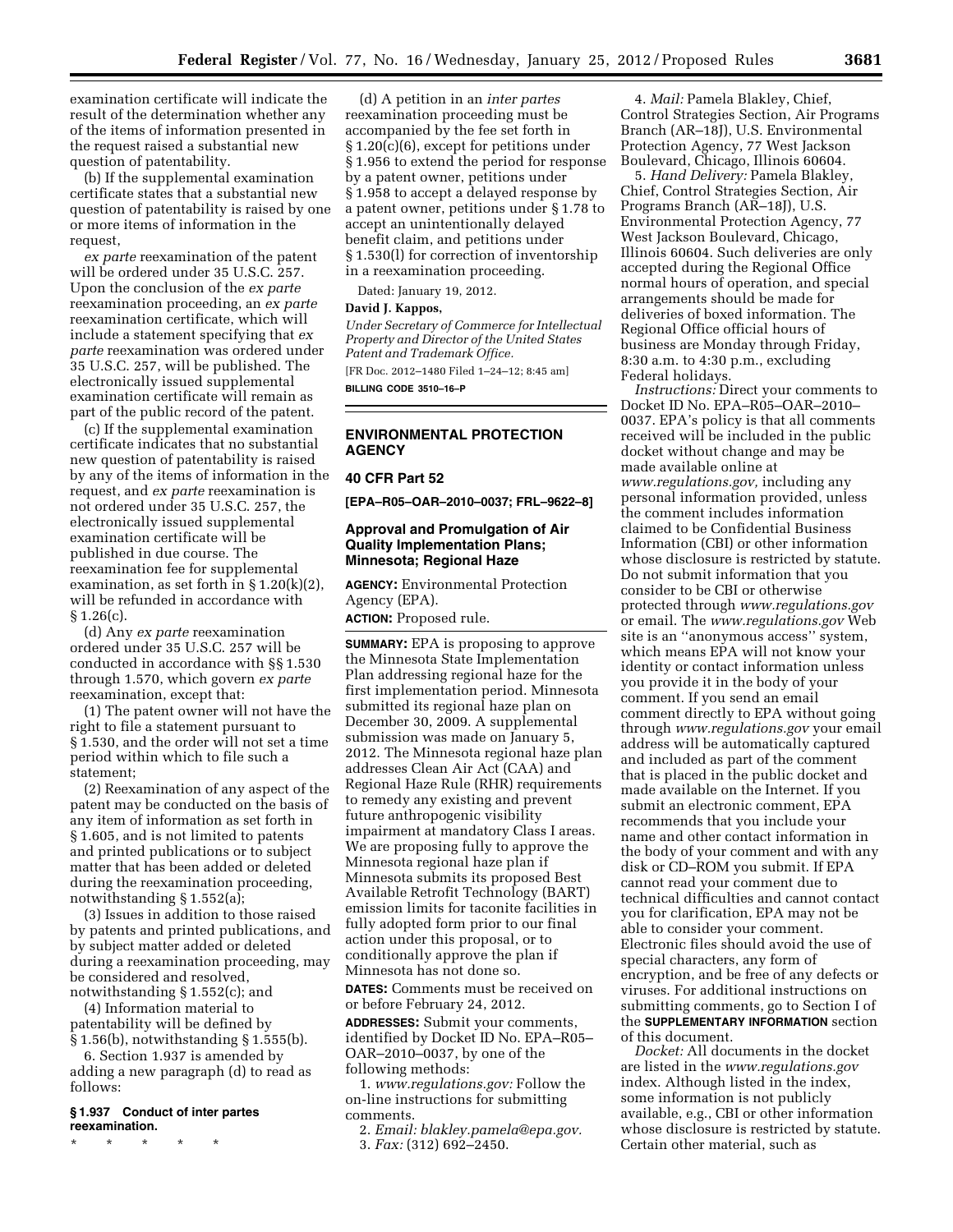examination certificate will indicate the result of the determination whether any of the items of information presented in the request raised a substantial new question of patentability.

(b) If the supplemental examination certificate states that a substantial new question of patentability is raised by one or more items of information in the request,

*ex parte* reexamination of the patent will be ordered under 35 U.S.C. 257. Upon the conclusion of the *ex parte* reexamination proceeding, an *ex parte* reexamination certificate, which will include a statement specifying that *ex parte* reexamination was ordered under 35 U.S.C. 257, will be published. The electronically issued supplemental examination certificate will remain as part of the public record of the patent.

(c) If the supplemental examination certificate indicates that no substantial new question of patentability is raised by any of the items of information in the request, and *ex parte* reexamination is not ordered under 35 U.S.C. 257, the electronically issued supplemental examination certificate will be published in due course. The reexamination fee for supplemental examination, as set forth in § 1.20(k)(2), will be refunded in accordance with § 1.26(c).

(d) Any *ex parte* reexamination ordered under 35 U.S.C. 257 will be conducted in accordance with §§ 1.530 through 1.570, which govern *ex parte* reexamination, except that:

(1) The patent owner will not have the right to file a statement pursuant to § 1.530, and the order will not set a time period within which to file such a statement;

(2) Reexamination of any aspect of the patent may be conducted on the basis of any item of information as set forth in § 1.605, and is not limited to patents and printed publications or to subject matter that has been added or deleted during the reexamination proceeding, notwithstanding § 1.552(a);

(3) Issues in addition to those raised by patents and printed publications, and by subject matter added or deleted during a reexamination proceeding, may be considered and resolved, notwithstanding § 1.552(c); and

(4) Information material to patentability will be defined by § 1.56(b), notwithstanding § 1.555(b).

6. Section 1.937 is amended by adding a new paragraph (d) to read as follows:

**§ 1.937 Conduct of inter partes reexamination.**

\* \* \* \* \*

(d) A petition in an *inter partes* reexamination proceeding must be accompanied by the fee set forth in § 1.20(c)(6), except for petitions under § 1.956 to extend the period for response by a patent owner, petitions under § 1.958 to accept a delayed response by a patent owner, petitions under § 1.78 to accept an unintentionally delayed benefit claim, and petitions under § 1.530(l) for correction of inventorship in a reexamination proceeding.

Dated: January 19, 2012.

**David J. Kappos,**

*Under Secretary of Commerce for Intellectual Property and Director of the United States Patent and Trademark Office.*

[FR Doc. 2012–1480 Filed 1–24–12; 8:45 am]

**BILLING CODE 3510–16–P**

## ENVIRONMENTAL PROTECTION AGENCY

### 40 CFR Part 52

**[EPA–R05–OAR–2010–0037; FRL–9622–8]**

### Approval and Promulgation of Air Quality Implementation Plans; Minnesota; Regional Haze

**AGENCY:** Environmental Protection Agency (EPA).

**ACTION:** Proposed rule.

**SUMMARY:** EPA is proposing to approve the Minnesota State Implementation Plan addressing regional haze for the first implementation period. Minnesota submitted its regional haze plan on December 30, 2009. A supplemental submission was made on January 5, 2012. The Minnesota regional haze plan addresses Clean Air Act (CAA) and Regional Haze Rule (RHR) requirements to remedy any existing and prevent future anthropogenic visibility impairment at mandatory Class I areas. We are proposing fully to approve the Minnesota regional haze plan if Minnesota submits its proposed Best Available Retrofit Technology (BART) emission limits for taconite facilities in fully adopted form prior to our final action under this proposal, or to conditionally approve the plan if Minnesota has not done so.

**DATES:** Comments must be received on or before February 24, 2012.

**ADDRESSES:** Submit your comments, identified by Docket ID No. EPA–R05–OAR–2010–0037, by one of the following methods:

1. *www.regulations.gov:* Follow the on-line instructions for submitting comments.
2. *Email: blakley.pamela@epa.gov.*
3. *Fax:* (312) 692–2450.
4. *Mail:* Pamela Blakley, Chief, Control Strategies Section, Air Programs Branch (AR–18J), U.S. Environmental Protection Agency, 77 West Jackson Boulevard, Chicago, Illinois 60604.
5. *Hand Delivery:* Pamela Blakley, Chief, Control Strategies Section, Air Programs Branch (AR–18J), U.S. Environmental Protection Agency, 77 West Jackson Boulevard, Chicago, Illinois 60604. Such deliveries are only accepted during the Regional Office normal hours of operation, and special arrangements should be made for deliveries of boxed information. The Regional Office official hours of business are Monday through Friday, 8:30 a.m. to 4:30 p.m., excluding Federal holidays.

*Instructions:* Direct your comments to Docket ID No. EPA–R05–OAR–2010–0037. EPA's policy is that all comments received will be included in the public docket without change and may be made available online at *www.regulations.gov,* including any personal information provided, unless the comment includes information claimed to be Confidential Business Information (CBI) or other information whose disclosure is restricted by statute. Do not submit information that you consider to be CBI or otherwise protected through *www.regulations.gov* or email. The *www.regulations.gov* Web site is an "anonymous access" system, which means EPA will not know your identity or contact information unless you provide it in the body of your comment. If you send an email comment directly to EPA without going through *www.regulations.gov* your email address will be automatically captured and included as part of the comment that is placed in the public docket and made available on the Internet. If you submit an electronic comment, EPA recommends that you include your name and other contact information in the body of your comment and with any disk or CD–ROM you submit. If EPA cannot read your comment due to technical difficulties and cannot contact you for clarification, EPA may not be able to consider your comment. Electronic files should avoid the use of special characters, any form of encryption, and be free of any defects or viruses. For additional instructions on submitting comments, go to Section I of the **SUPPLEMENTARY INFORMATION** section of this document.

*Docket:* All documents in the docket are listed in the *www.regulations.gov* index. Although listed in the index, some information is not publicly available, e.g., CBI or other information whose disclosure is restricted by statute. Certain other material, such as